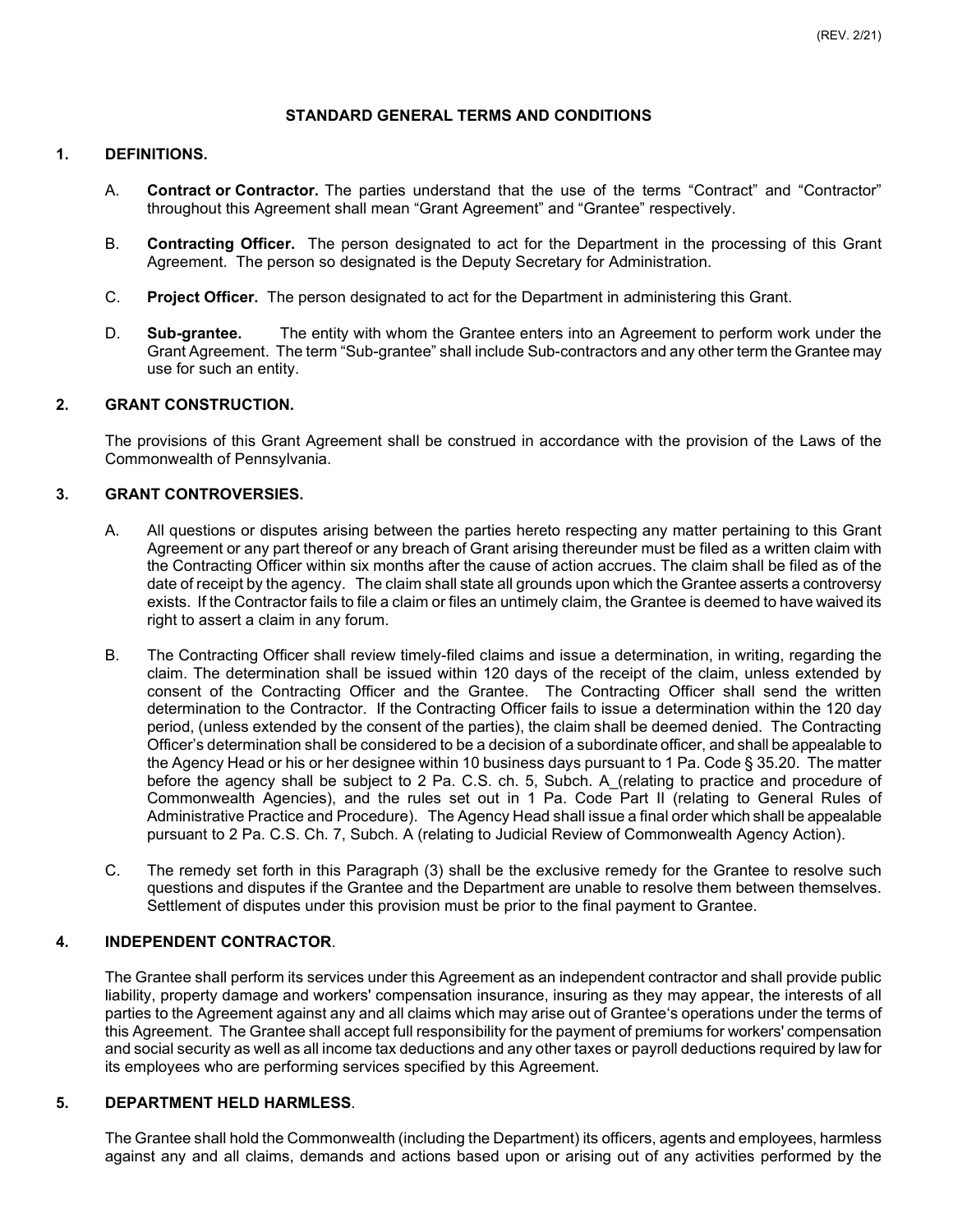(REV. 2/21)

# STANDARD GENERAL TERMS AND CONDITIONS

## 1. DEFINITIONS.

A. **Contract or Contractor.** The parties understand that the use of the terms "Contract" and "Contractor" throughout this Agreement shall mean "Grant Agreement" and "Grantee" respectively.

B. **Contracting Officer.** The person designated to act for the Department in the processing of this Grant Agreement. The person so designated is the Deputy Secretary for Administration.

C. **Project Officer.** The person designated to act for the Department in administering this Grant.

D. **Sub-grantee.** The entity with whom the Grantee enters into an Agreement to perform work under the Grant Agreement. The term "Sub-grantee" shall include Sub-contractors and any other term the Grantee may use for such an entity.

## 2. GRANT CONSTRUCTION.

The provisions of this Grant Agreement shall be construed in accordance with the provision of the Laws of the Commonwealth of Pennsylvania.

## 3. GRANT CONTROVERSIES.

A. All questions or disputes arising between the parties hereto respecting any matter pertaining to this Grant Agreement or any part thereof or any breach of Grant arising thereunder must be filed as a written claim with the Contracting Officer within six months after the cause of action accrues. The claim shall be filed as of the date of receipt by the agency. The claim shall state all grounds upon which the Grantee asserts a controversy exists. If the Contractor fails to file a claim or files an untimely claim, the Grantee is deemed to have waived its right to assert a claim in any forum.

B. The Contracting Officer shall review timely-filed claims and issue a determination, in writing, regarding the claim. The determination shall be issued within 120 days of the receipt of the claim, unless extended by consent of the Contracting Officer and the Grantee. The Contracting Officer shall send the written determination to the Contractor. If the Contracting Officer fails to issue a determination within the 120 day period, (unless extended by the consent of the parties), the claim shall be deemed denied. The Contracting Officer's determination shall be considered to be a decision of a subordinate officer, and shall be appealable to the Agency Head or his or her designee within 10 business days pursuant to 1 Pa. Code § 35.20. The matter before the agency shall be subject to 2 Pa. C.S. ch. 5, Subch. A_(relating to practice and procedure of Commonwealth Agencies), and the rules set out in 1 Pa. Code Part II (relating to General Rules of Administrative Practice and Procedure). The Agency Head shall issue a final order which shall be appealable pursuant to 2 Pa. C.S. Ch. 7, Subch. A (relating to Judicial Review of Commonwealth Agency Action).

C. The remedy set forth in this Paragraph (3) shall be the exclusive remedy for the Grantee to resolve such questions and disputes if the Grantee and the Department are unable to resolve them between themselves. Settlement of disputes under this provision must be prior to the final payment to Grantee.

## 4. INDEPENDENT CONTRACTOR.

The Grantee shall perform its services under this Agreement as an independent contractor and shall provide public liability, property damage and workers' compensation insurance, insuring as they may appear, the interests of all parties to the Agreement against any and all claims which may arise out of Grantee's operations under the terms of this Agreement. The Grantee shall accept full responsibility for the payment of premiums for workers' compensation and social security as well as all income tax deductions and any other taxes or payroll deductions required by law for its employees who are performing services specified by this Agreement.

## 5. DEPARTMENT HELD HARMLESS.

The Grantee shall hold the Commonwealth (including the Department) its officers, agents and employees, harmless against any and all claims, demands and actions based upon or arising out of any activities performed by the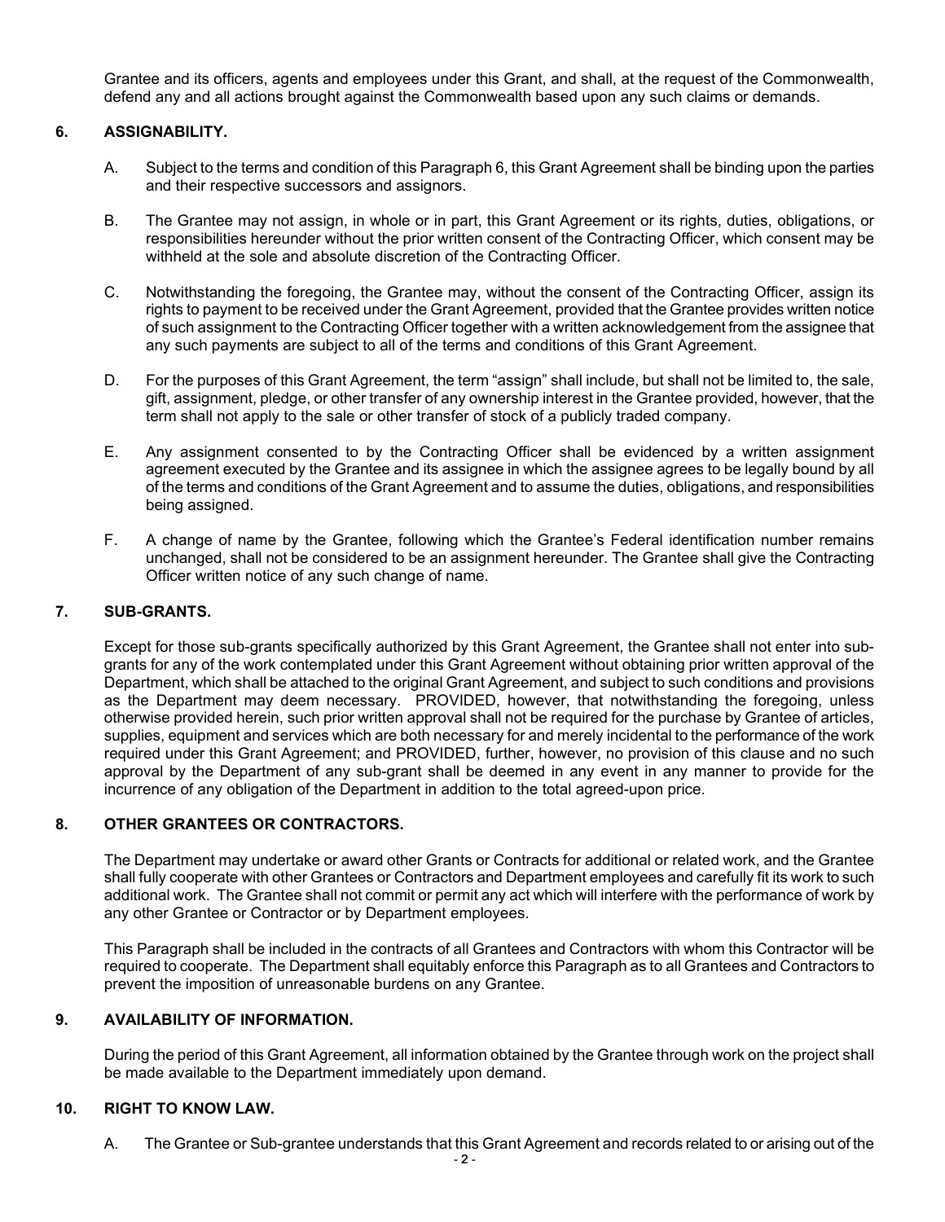Grantee and its officers, agents and employees under this Grant, and shall, at the request of the Commonwealth, defend any and all actions brought against the Commonwealth based upon any such claims or demands.

## 6. ASSIGNABILITY.

A. Subject to the terms and condition of this Paragraph 6, this Grant Agreement shall be binding upon the parties and their respective successors and assignors.

B. The Grantee may not assign, in whole or in part, this Grant Agreement or its rights, duties, obligations, or responsibilities hereunder without the prior written consent of the Contracting Officer, which consent may be withheld at the sole and absolute discretion of the Contracting Officer.

C. Notwithstanding the foregoing, the Grantee may, without the consent of the Contracting Officer, assign its rights to payment to be received under the Grant Agreement, provided that the Grantee provides written notice of such assignment to the Contracting Officer together with a written acknowledgement from the assignee that any such payments are subject to all of the terms and conditions of this Grant Agreement.

D. For the purposes of this Grant Agreement, the term "assign" shall include, but shall not be limited to, the sale, gift, assignment, pledge, or other transfer of any ownership interest in the Grantee provided, however, that the term shall not apply to the sale or other transfer of stock of a publicly traded company.

E. Any assignment consented to by the Contracting Officer shall be evidenced by a written assignment agreement executed by the Grantee and its assignee in which the assignee agrees to be legally bound by all of the terms and conditions of the Grant Agreement and to assume the duties, obligations, and responsibilities being assigned.

F. A change of name by the Grantee, following which the Grantee's Federal identification number remains unchanged, shall not be considered to be an assignment hereunder. The Grantee shall give the Contracting Officer written notice of any such change of name.

## 7. SUB-GRANTS.

Except for those sub-grants specifically authorized by this Grant Agreement, the Grantee shall not enter into sub-grants for any of the work contemplated under this Grant Agreement without obtaining prior written approval of the Department, which shall be attached to the original Grant Agreement, and subject to such conditions and provisions as the Department may deem necessary. PROVIDED, however, that notwithstanding the foregoing, unless otherwise provided herein, such prior written approval shall not be required for the purchase by Grantee of articles, supplies, equipment and services which are both necessary for and merely incidental to the performance of the work required under this Grant Agreement; and PROVIDED, further, however, no provision of this clause and no such approval by the Department of any sub-grant shall be deemed in any event in any manner to provide for the incurrence of any obligation of the Department in addition to the total agreed-upon price.

## 8. OTHER GRANTEES OR CONTRACTORS.

The Department may undertake or award other Grants or Contracts for additional or related work, and the Grantee shall fully cooperate with other Grantees or Contractors and Department employees and carefully fit its work to such additional work. The Grantee shall not commit or permit any act which will interfere with the performance of work by any other Grantee or Contractor or by Department employees.

This Paragraph shall be included in the contracts of all Grantees and Contractors with whom this Contractor will be required to cooperate. The Department shall equitably enforce this Paragraph as to all Grantees and Contractors to prevent the imposition of unreasonable burdens on any Grantee.

## 9. AVAILABILITY OF INFORMATION.

During the period of this Grant Agreement, all information obtained by the Grantee through work on the project shall be made available to the Department immediately upon demand.

## 10. RIGHT TO KNOW LAW.

A. The Grantee or Sub-grantee understands that this Grant Agreement and records related to or arising out of the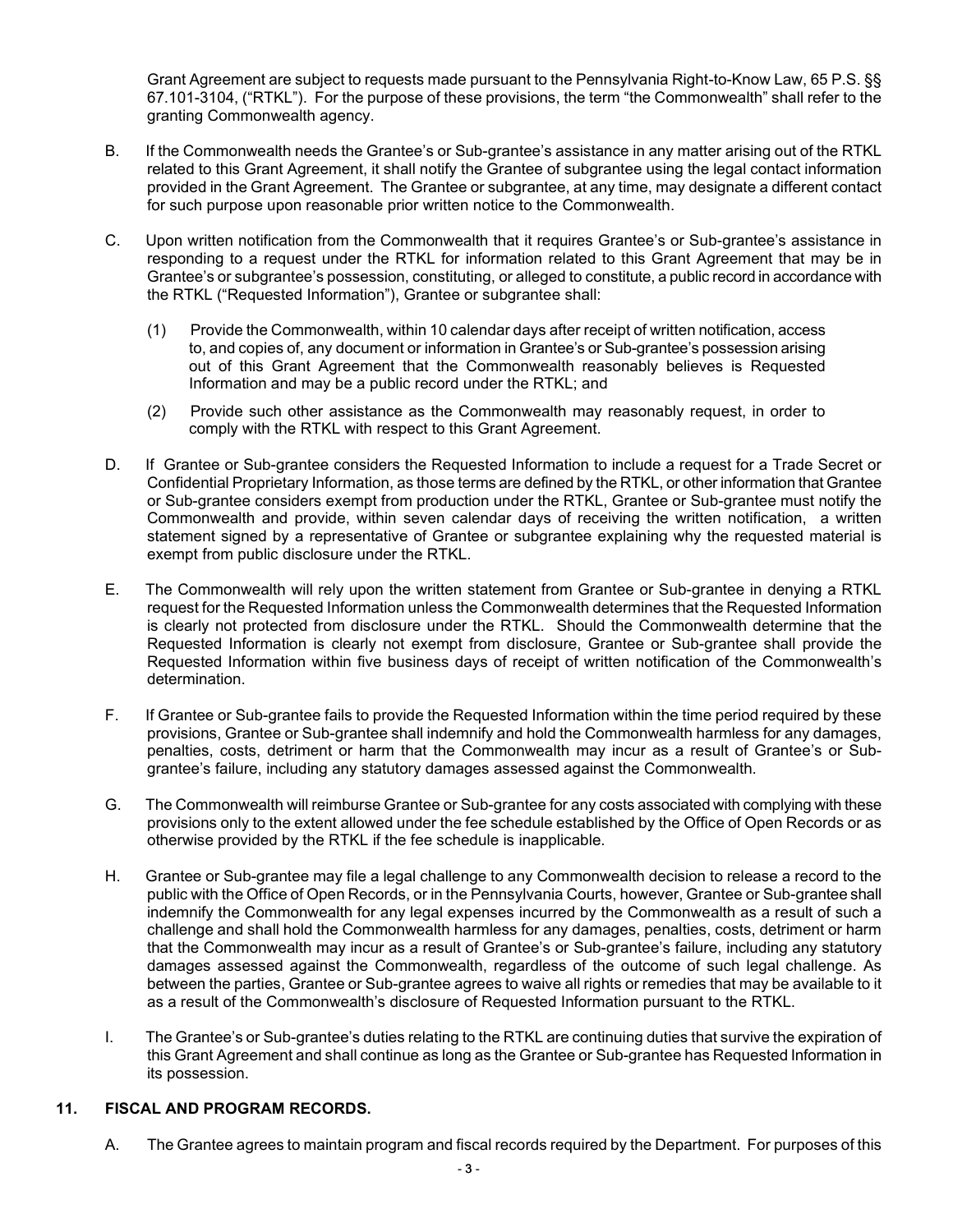Grant Agreement are subject to requests made pursuant to the Pennsylvania Right-to-Know Law, 65 P.S. §§ 67.101-3104, ("RTKL"). For the purpose of these provisions, the term "the Commonwealth" shall refer to the granting Commonwealth agency.

B. If the Commonwealth needs the Grantee's or Sub-grantee's assistance in any matter arising out of the RTKL related to this Grant Agreement, it shall notify the Grantee of subgrantee using the legal contact information provided in the Grant Agreement. The Grantee or subgrantee, at any time, may designate a different contact for such purpose upon reasonable prior written notice to the Commonwealth.

C. Upon written notification from the Commonwealth that it requires Grantee's or Sub-grantee's assistance in responding to a request under the RTKL for information related to this Grant Agreement that may be in Grantee's or subgrantee's possession, constituting, or alleged to constitute, a public record in accordance with the RTKL ("Requested Information"), Grantee or subgrantee shall:

(1) Provide the Commonwealth, within 10 calendar days after receipt of written notification, access to, and copies of, any document or information in Grantee's or Sub-grantee's possession arising out of this Grant Agreement that the Commonwealth reasonably believes is Requested Information and may be a public record under the RTKL; and

(2) Provide such other assistance as the Commonwealth may reasonably request, in order to comply with the RTKL with respect to this Grant Agreement.

D. If Grantee or Sub-grantee considers the Requested Information to include a request for a Trade Secret or Confidential Proprietary Information, as those terms are defined by the RTKL, or other information that Grantee or Sub-grantee considers exempt from production under the RTKL, Grantee or Sub-grantee must notify the Commonwealth and provide, within seven calendar days of receiving the written notification, a written statement signed by a representative of Grantee or subgrantee explaining why the requested material is exempt from public disclosure under the RTKL.

E. The Commonwealth will rely upon the written statement from Grantee or Sub-grantee in denying a RTKL request for the Requested Information unless the Commonwealth determines that the Requested Information is clearly not protected from disclosure under the RTKL. Should the Commonwealth determine that the Requested Information is clearly not exempt from disclosure, Grantee or Sub-grantee shall provide the Requested Information within five business days of receipt of written notification of the Commonwealth's determination.

F. If Grantee or Sub-grantee fails to provide the Requested Information within the time period required by these provisions, Grantee or Sub-grantee shall indemnify and hold the Commonwealth harmless for any damages, penalties, costs, detriment or harm that the Commonwealth may incur as a result of Grantee's or Sub-grantee's failure, including any statutory damages assessed against the Commonwealth.

G. The Commonwealth will reimburse Grantee or Sub-grantee for any costs associated with complying with these provisions only to the extent allowed under the fee schedule established by the Office of Open Records or as otherwise provided by the RTKL if the fee schedule is inapplicable.

H. Grantee or Sub-grantee may file a legal challenge to any Commonwealth decision to release a record to the public with the Office of Open Records, or in the Pennsylvania Courts, however, Grantee or Sub-grantee shall indemnify the Commonwealth for any legal expenses incurred by the Commonwealth as a result of such a challenge and shall hold the Commonwealth harmless for any damages, penalties, costs, detriment or harm that the Commonwealth may incur as a result of Grantee's or Sub-grantee's failure, including any statutory damages assessed against the Commonwealth, regardless of the outcome of such legal challenge. As between the parties, Grantee or Sub-grantee agrees to waive all rights or remedies that may be available to it as a result of the Commonwealth's disclosure of Requested Information pursuant to the RTKL.

I. The Grantee's or Sub-grantee's duties relating to the RTKL are continuing duties that survive the expiration of this Grant Agreement and shall continue as long as the Grantee or Sub-grantee has Requested Information in its possession.

## 11. FISCAL AND PROGRAM RECORDS.

A. The Grantee agrees to maintain program and fiscal records required by the Department. For purposes of this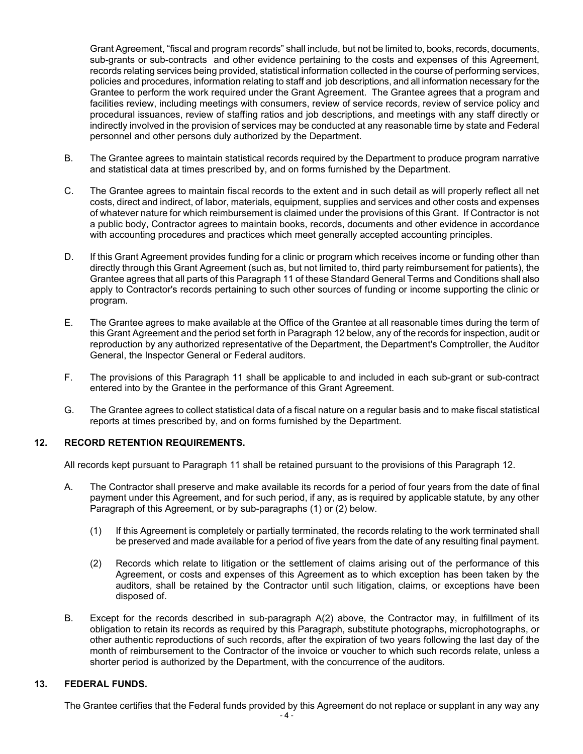Grant Agreement, "fiscal and program records" shall include, but not be limited to, books, records, documents, sub-grants or sub-contracts and other evidence pertaining to the costs and expenses of this Agreement, records relating services being provided, statistical information collected in the course of performing services, policies and procedures, information relating to staff and job descriptions, and all information necessary for the Grantee to perform the work required under the Grant Agreement. The Grantee agrees that a program and facilities review, including meetings with consumers, review of service records, review of service policy and procedural issuances, review of staffing ratios and job descriptions, and meetings with any staff directly or indirectly involved in the provision of services may be conducted at any reasonable time by state and Federal personnel and other persons duly authorized by the Department.

B. The Grantee agrees to maintain statistical records required by the Department to produce program narrative and statistical data at times prescribed by, and on forms furnished by the Department.

C. The Grantee agrees to maintain fiscal records to the extent and in such detail as will properly reflect all net costs, direct and indirect, of labor, materials, equipment, supplies and services and other costs and expenses of whatever nature for which reimbursement is claimed under the provisions of this Grant. If Contractor is not a public body, Contractor agrees to maintain books, records, documents and other evidence in accordance with accounting procedures and practices which meet generally accepted accounting principles.

D. If this Grant Agreement provides funding for a clinic or program which receives income or funding other than directly through this Grant Agreement (such as, but not limited to, third party reimbursement for patients), the Grantee agrees that all parts of this Paragraph 11 of these Standard General Terms and Conditions shall also apply to Contractor's records pertaining to such other sources of funding or income supporting the clinic or program.

E. The Grantee agrees to make available at the Office of the Grantee at all reasonable times during the term of this Grant Agreement and the period set forth in Paragraph 12 below, any of the records for inspection, audit or reproduction by any authorized representative of the Department, the Department's Comptroller, the Auditor General, the Inspector General or Federal auditors.

F. The provisions of this Paragraph 11 shall be applicable to and included in each sub-grant or sub-contract entered into by the Grantee in the performance of this Grant Agreement.

G. The Grantee agrees to collect statistical data of a fiscal nature on a regular basis and to make fiscal statistical reports at times prescribed by, and on forms furnished by the Department.

## 12. RECORD RETENTION REQUIREMENTS.

All records kept pursuant to Paragraph 11 shall be retained pursuant to the provisions of this Paragraph 12.

A. The Contractor shall preserve and make available its records for a period of four years from the date of final payment under this Agreement, and for such period, if any, as is required by applicable statute, by any other Paragraph of this Agreement, or by sub-paragraphs (1) or (2) below.

   (1) If this Agreement is completely or partially terminated, the records relating to the work terminated shall be preserved and made available for a period of five years from the date of any resulting final payment.

   (2) Records which relate to litigation or the settlement of claims arising out of the performance of this Agreement, or costs and expenses of this Agreement as to which exception has been taken by the auditors, shall be retained by the Contractor until such litigation, claims, or exceptions have been disposed of.

B. Except for the records described in sub-paragraph A(2) above, the Contractor may, in fulfillment of its obligation to retain its records as required by this Paragraph, substitute photographs, microphotographs, or other authentic reproductions of such records, after the expiration of two years following the last day of the month of reimbursement to the Contractor of the invoice or voucher to which such records relate, unless a shorter period is authorized by the Department, with the concurrence of the auditors.

## 13. FEDERAL FUNDS.

The Grantee certifies that the Federal funds provided by this Agreement do not replace or supplant in any way any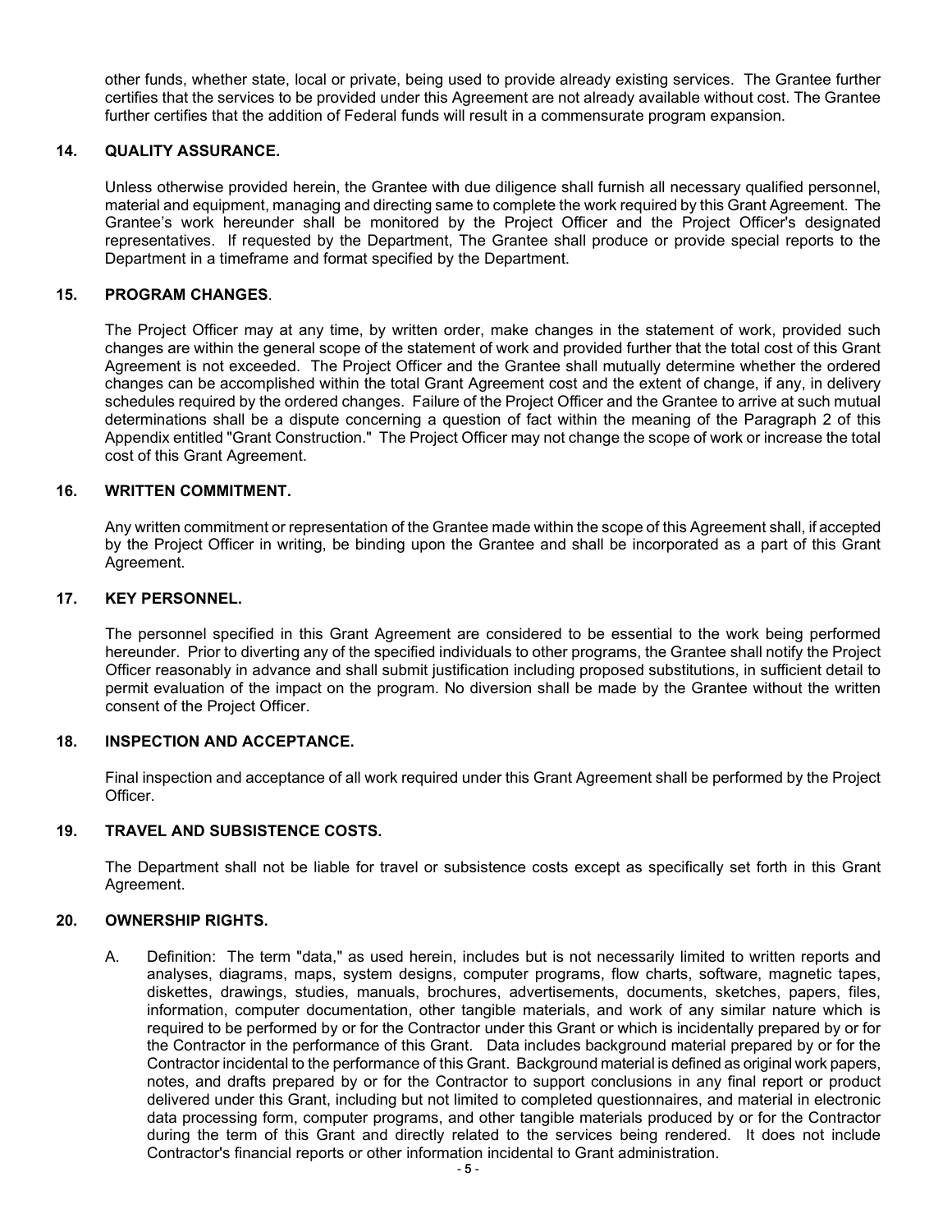other funds, whether state, local or private, being used to provide already existing services. The Grantee further certifies that the services to be provided under this Agreement are not already available without cost. The Grantee further certifies that the addition of Federal funds will result in a commensurate program expansion.

## 14. QUALITY ASSURANCE.

Unless otherwise provided herein, the Grantee with due diligence shall furnish all necessary qualified personnel, material and equipment, managing and directing same to complete the work required by this Grant Agreement. The Grantee's work hereunder shall be monitored by the Project Officer and the Project Officer's designated representatives. If requested by the Department, The Grantee shall produce or provide special reports to the Department in a timeframe and format specified by the Department.

## 15. PROGRAM CHANGES.

The Project Officer may at any time, by written order, make changes in the statement of work, provided such changes are within the general scope of the statement of work and provided further that the total cost of this Grant Agreement is not exceeded. The Project Officer and the Grantee shall mutually determine whether the ordered changes can be accomplished within the total Grant Agreement cost and the extent of change, if any, in delivery schedules required by the ordered changes. Failure of the Project Officer and the Grantee to arrive at such mutual determinations shall be a dispute concerning a question of fact within the meaning of the Paragraph 2 of this Appendix entitled "Grant Construction." The Project Officer may not change the scope of work or increase the total cost of this Grant Agreement.

## 16. WRITTEN COMMITMENT.

Any written commitment or representation of the Grantee made within the scope of this Agreement shall, if accepted by the Project Officer in writing, be binding upon the Grantee and shall be incorporated as a part of this Grant Agreement.

## 17. KEY PERSONNEL.

The personnel specified in this Grant Agreement are considered to be essential to the work being performed hereunder. Prior to diverting any of the specified individuals to other programs, the Grantee shall notify the Project Officer reasonably in advance and shall submit justification including proposed substitutions, in sufficient detail to permit evaluation of the impact on the program. No diversion shall be made by the Grantee without the written consent of the Project Officer.

## 18. INSPECTION AND ACCEPTANCE.

Final inspection and acceptance of all work required under this Grant Agreement shall be performed by the Project Officer.

## 19. TRAVEL AND SUBSISTENCE COSTS.

The Department shall not be liable for travel or subsistence costs except as specifically set forth in this Grant Agreement.

## 20. OWNERSHIP RIGHTS.

A. Definition: The term "data," as used herein, includes but is not necessarily limited to written reports and analyses, diagrams, maps, system designs, computer programs, flow charts, software, magnetic tapes, diskettes, drawings, studies, manuals, brochures, advertisements, documents, sketches, papers, files, information, computer documentation, other tangible materials, and work of any similar nature which is required to be performed by or for the Contractor under this Grant or which is incidentally prepared by or for the Contractor in the performance of this Grant. Data includes background material prepared by or for the Contractor incidental to the performance of this Grant. Background material is defined as original work papers, notes, and drafts prepared by or for the Contractor to support conclusions in any final report or product delivered under this Grant, including but not limited to completed questionnaires, and material in electronic data processing form, computer programs, and other tangible materials produced by or for the Contractor during the term of this Grant and directly related to the services being rendered. It does not include Contractor's financial reports or other information incidental to Grant administration.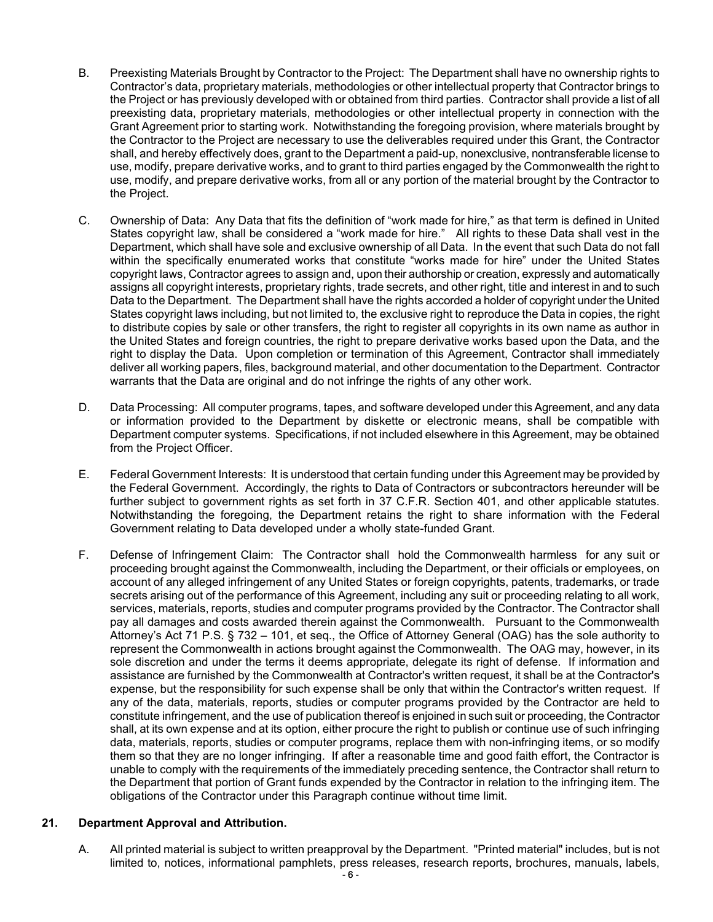B. Preexisting Materials Brought by Contractor to the Project: The Department shall have no ownership rights to Contractor's data, proprietary materials, methodologies or other intellectual property that Contractor brings to the Project or has previously developed with or obtained from third parties. Contractor shall provide a list of all preexisting data, proprietary materials, methodologies or other intellectual property in connection with the Grant Agreement prior to starting work. Notwithstanding the foregoing provision, where materials brought by the Contractor to the Project are necessary to use the deliverables required under this Grant, the Contractor shall, and hereby effectively does, grant to the Department a paid-up, nonexclusive, nontransferable license to use, modify, prepare derivative works, and to grant to third parties engaged by the Commonwealth the right to use, modify, and prepare derivative works, from all or any portion of the material brought by the Contractor to the Project.

C. Ownership of Data: Any Data that fits the definition of "work made for hire," as that term is defined in United States copyright law, shall be considered a "work made for hire." All rights to these Data shall vest in the Department, which shall have sole and exclusive ownership of all Data. In the event that such Data do not fall within the specifically enumerated works that constitute "works made for hire" under the United States copyright laws, Contractor agrees to assign and, upon their authorship or creation, expressly and automatically assigns all copyright interests, proprietary rights, trade secrets, and other right, title and interest in and to such Data to the Department. The Department shall have the rights accorded a holder of copyright under the United States copyright laws including, but not limited to, the exclusive right to reproduce the Data in copies, the right to distribute copies by sale or other transfers, the right to register all copyrights in its own name as author in the United States and foreign countries, the right to prepare derivative works based upon the Data, and the right to display the Data. Upon completion or termination of this Agreement, Contractor shall immediately deliver all working papers, files, background material, and other documentation to the Department. Contractor warrants that the Data are original and do not infringe the rights of any other work.

D. Data Processing: All computer programs, tapes, and software developed under this Agreement, and any data or information provided to the Department by diskette or electronic means, shall be compatible with Department computer systems. Specifications, if not included elsewhere in this Agreement, may be obtained from the Project Officer.

E. Federal Government Interests: It is understood that certain funding under this Agreement may be provided by the Federal Government. Accordingly, the rights to Data of Contractors or subcontractors hereunder will be further subject to government rights as set forth in 37 C.F.R. Section 401, and other applicable statutes. Notwithstanding the foregoing, the Department retains the right to share information with the Federal Government relating to Data developed under a wholly state-funded Grant.

F. Defense of Infringement Claim: The Contractor shall hold the Commonwealth harmless for any suit or proceeding brought against the Commonwealth, including the Department, or their officials or employees, on account of any alleged infringement of any United States or foreign copyrights, patents, trademarks, or trade secrets arising out of the performance of this Agreement, including any suit or proceeding relating to all work, services, materials, reports, studies and computer programs provided by the Contractor. The Contractor shall pay all damages and costs awarded therein against the Commonwealth. Pursuant to the Commonwealth Attorney's Act 71 P.S. § 732 – 101, et seq., the Office of Attorney General (OAG) has the sole authority to represent the Commonwealth in actions brought against the Commonwealth. The OAG may, however, in its sole discretion and under the terms it deems appropriate, delegate its right of defense. If information and assistance are furnished by the Commonwealth at Contractor's written request, it shall be at the Contractor's expense, but the responsibility for such expense shall be only that within the Contractor's written request. If any of the data, materials, reports, studies or computer programs provided by the Contractor are held to constitute infringement, and the use of publication thereof is enjoined in such suit or proceeding, the Contractor shall, at its own expense and at its option, either procure the right to publish or continue use of such infringing data, materials, reports, studies or computer programs, replace them with non-infringing items, or so modify them so that they are no longer infringing. If after a reasonable time and good faith effort, the Contractor is unable to comply with the requirements of the immediately preceding sentence, the Contractor shall return to the Department that portion of Grant funds expended by the Contractor in relation to the infringing item. The obligations of the Contractor under this Paragraph continue without time limit.

## 21. Department Approval and Attribution.

A. All printed material is subject to written preapproval by the Department. "Printed material" includes, but is not limited to, notices, informational pamphlets, press releases, research reports, brochures, manuals, labels,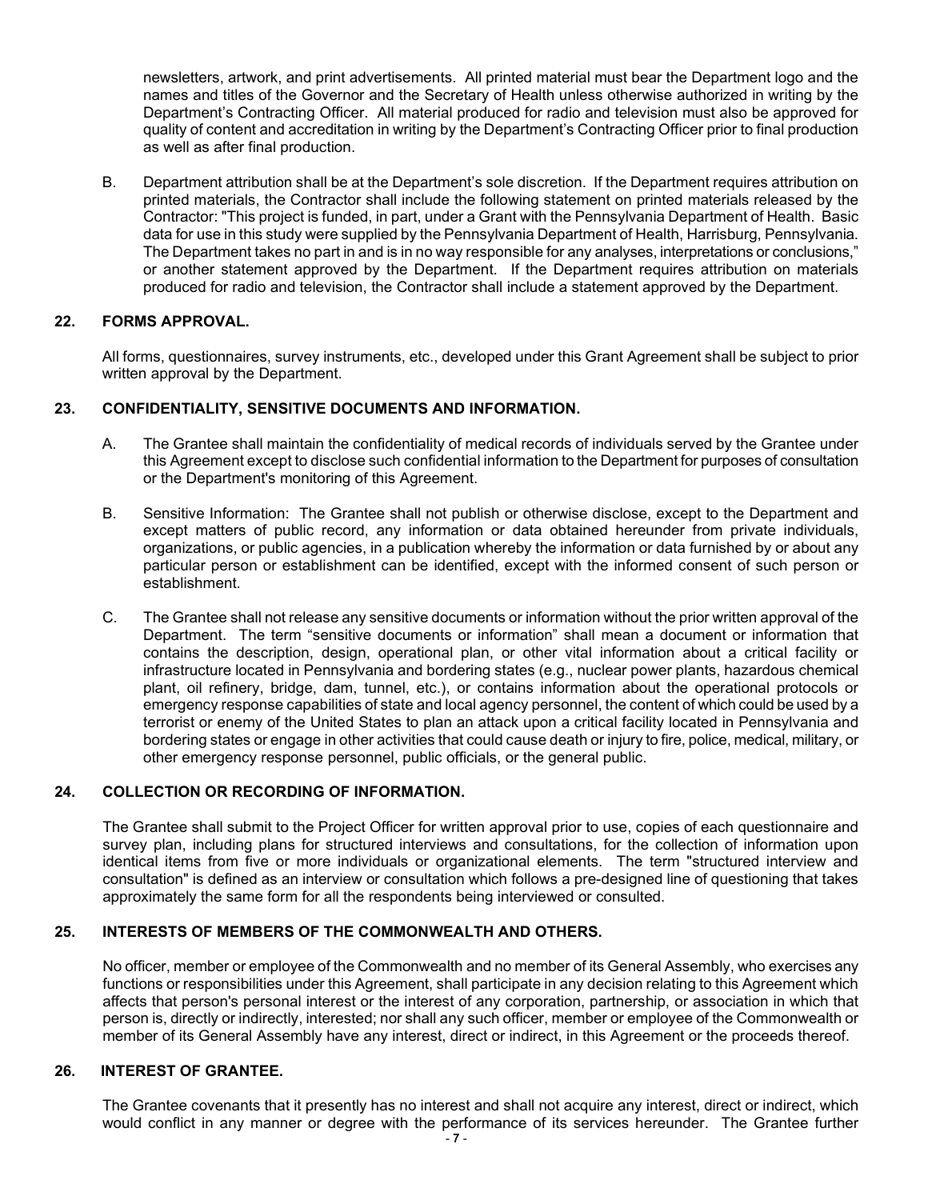newsletters, artwork, and print advertisements. All printed material must bear the Department logo and the names and titles of the Governor and the Secretary of Health unless otherwise authorized in writing by the Department's Contracting Officer. All material produced for radio and television must also be approved for quality of content and accreditation in writing by the Department's Contracting Officer prior to final production as well as after final production.

B. Department attribution shall be at the Department's sole discretion. If the Department requires attribution on printed materials, the Contractor shall include the following statement on printed materials released by the Contractor: "This project is funded, in part, under a Grant with the Pennsylvania Department of Health. Basic data for use in this study were supplied by the Pennsylvania Department of Health, Harrisburg, Pennsylvania. The Department takes no part in and is in no way responsible for any analyses, interpretations or conclusions," or another statement approved by the Department. If the Department requires attribution on materials produced for radio and television, the Contractor shall include a statement approved by the Department.

**22. FORMS APPROVAL.**

All forms, questionnaires, survey instruments, etc., developed under this Grant Agreement shall be subject to prior written approval by the Department.

**23. CONFIDENTIALITY, SENSITIVE DOCUMENTS AND INFORMATION.**

A. The Grantee shall maintain the confidentiality of medical records of individuals served by the Grantee under this Agreement except to disclose such confidential information to the Department for purposes of consultation or the Department's monitoring of this Agreement.

B. Sensitive Information: The Grantee shall not publish or otherwise disclose, except to the Department and except matters of public record, any information or data obtained hereunder from private individuals, organizations, or public agencies, in a publication whereby the information or data furnished by or about any particular person or establishment can be identified, except with the informed consent of such person or establishment.

C. The Grantee shall not release any sensitive documents or information without the prior written approval of the Department. The term "sensitive documents or information" shall mean a document or information that contains the description, design, operational plan, or other vital information about a critical facility or infrastructure located in Pennsylvania and bordering states (e.g., nuclear power plants, hazardous chemical plant, oil refinery, bridge, dam, tunnel, etc.), or contains information about the operational protocols or emergency response capabilities of state and local agency personnel, the content of which could be used by a terrorist or enemy of the United States to plan an attack upon a critical facility located in Pennsylvania and bordering states or engage in other activities that could cause death or injury to fire, police, medical, military, or other emergency response personnel, public officials, or the general public.

**24. COLLECTION OR RECORDING OF INFORMATION.**

The Grantee shall submit to the Project Officer for written approval prior to use, copies of each questionnaire and survey plan, including plans for structured interviews and consultations, for the collection of information upon identical items from five or more individuals or organizational elements. The term "structured interview and consultation" is defined as an interview or consultation which follows a pre-designed line of questioning that takes approximately the same form for all the respondents being interviewed or consulted.

**25. INTERESTS OF MEMBERS OF THE COMMONWEALTH AND OTHERS.**

No officer, member or employee of the Commonwealth and no member of its General Assembly, who exercises any functions or responsibilities under this Agreement, shall participate in any decision relating to this Agreement which affects that person's personal interest or the interest of any corporation, partnership, or association in which that person is, directly or indirectly, interested; nor shall any such officer, member or employee of the Commonwealth or member of its General Assembly have any interest, direct or indirect, in this Agreement or the proceeds thereof.

**26. INTEREST OF GRANTEE.**

The Grantee covenants that it presently has no interest and shall not acquire any interest, direct or indirect, which would conflict in any manner or degree with the performance of its services hereunder. The Grantee further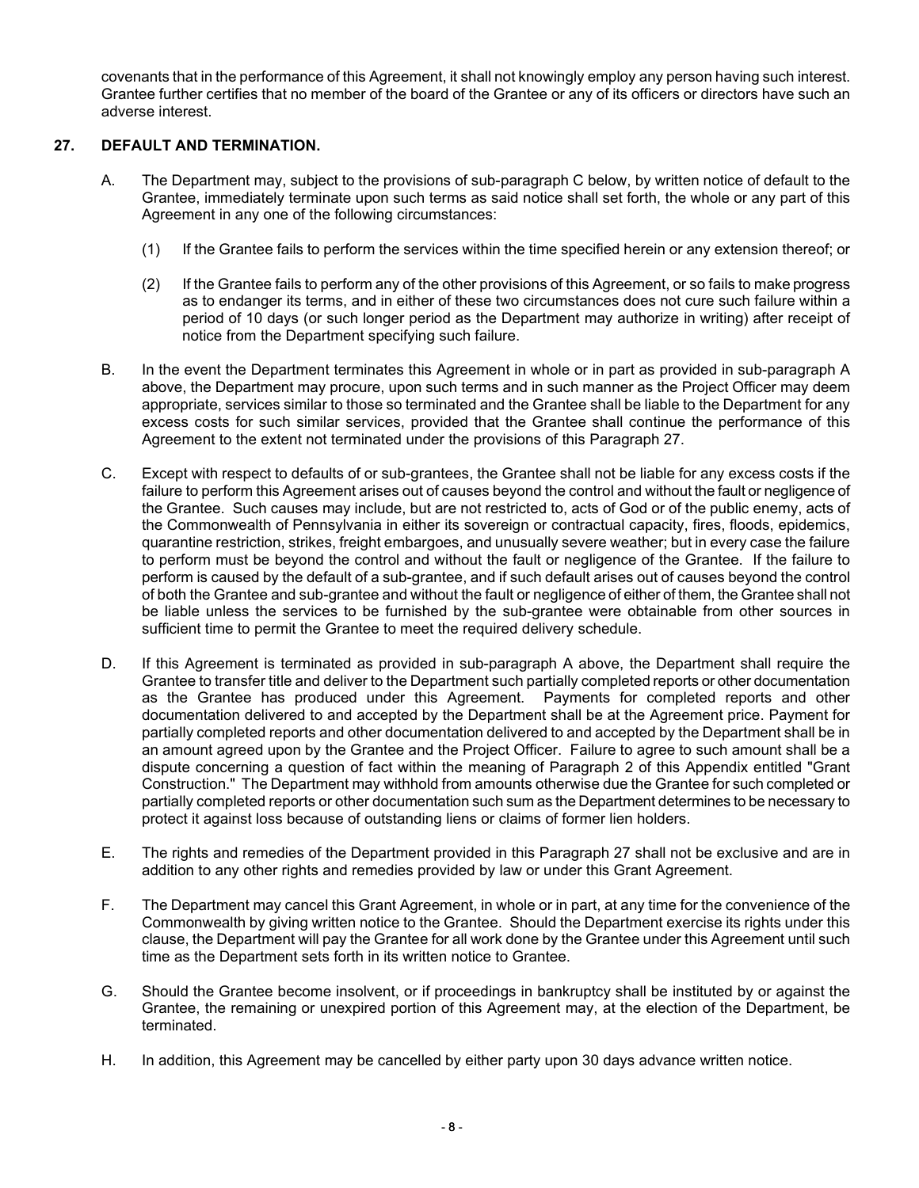covenants that in the performance of this Agreement, it shall not knowingly employ any person having such interest. Grantee further certifies that no member of the board of the Grantee or any of its officers or directors have such an adverse interest.

## 27. DEFAULT AND TERMINATION.

A. The Department may, subject to the provisions of sub-paragraph C below, by written notice of default to the Grantee, immediately terminate upon such terms as said notice shall set forth, the whole or any part of this Agreement in any one of the following circumstances:

(1) If the Grantee fails to perform the services within the time specified herein or any extension thereof; or

(2) If the Grantee fails to perform any of the other provisions of this Agreement, or so fails to make progress as to endanger its terms, and in either of these two circumstances does not cure such failure within a period of 10 days (or such longer period as the Department may authorize in writing) after receipt of notice from the Department specifying such failure.

B. In the event the Department terminates this Agreement in whole or in part as provided in sub-paragraph A above, the Department may procure, upon such terms and in such manner as the Project Officer may deem appropriate, services similar to those so terminated and the Grantee shall be liable to the Department for any excess costs for such similar services, provided that the Grantee shall continue the performance of this Agreement to the extent not terminated under the provisions of this Paragraph 27.

C. Except with respect to defaults of or sub-grantees, the Grantee shall not be liable for any excess costs if the failure to perform this Agreement arises out of causes beyond the control and without the fault or negligence of the Grantee. Such causes may include, but are not restricted to, acts of God or of the public enemy, acts of the Commonwealth of Pennsylvania in either its sovereign or contractual capacity, fires, floods, epidemics, quarantine restriction, strikes, freight embargoes, and unusually severe weather; but in every case the failure to perform must be beyond the control and without the fault or negligence of the Grantee. If the failure to perform is caused by the default of a sub-grantee, and if such default arises out of causes beyond the control of both the Grantee and sub-grantee and without the fault or negligence of either of them, the Grantee shall not be liable unless the services to be furnished by the sub-grantee were obtainable from other sources in sufficient time to permit the Grantee to meet the required delivery schedule.

D. If this Agreement is terminated as provided in sub-paragraph A above, the Department shall require the Grantee to transfer title and deliver to the Department such partially completed reports or other documentation as the Grantee has produced under this Agreement. Payments for completed reports and other documentation delivered to and accepted by the Department shall be at the Agreement price. Payment for partially completed reports and other documentation delivered to and accepted by the Department shall be in an amount agreed upon by the Grantee and the Project Officer. Failure to agree to such amount shall be a dispute concerning a question of fact within the meaning of Paragraph 2 of this Appendix entitled "Grant Construction." The Department may withhold from amounts otherwise due the Grantee for such completed or partially completed reports or other documentation such sum as the Department determines to be necessary to protect it against loss because of outstanding liens or claims of former lien holders.

E. The rights and remedies of the Department provided in this Paragraph 27 shall not be exclusive and are in addition to any other rights and remedies provided by law or under this Grant Agreement.

F. The Department may cancel this Grant Agreement, in whole or in part, at any time for the convenience of the Commonwealth by giving written notice to the Grantee. Should the Department exercise its rights under this clause, the Department will pay the Grantee for all work done by the Grantee under this Agreement until such time as the Department sets forth in its written notice to Grantee.

G. Should the Grantee become insolvent, or if proceedings in bankruptcy shall be instituted by or against the Grantee, the remaining or unexpired portion of this Agreement may, at the election of the Department, be terminated.

H. In addition, this Agreement may be cancelled by either party upon 30 days advance written notice.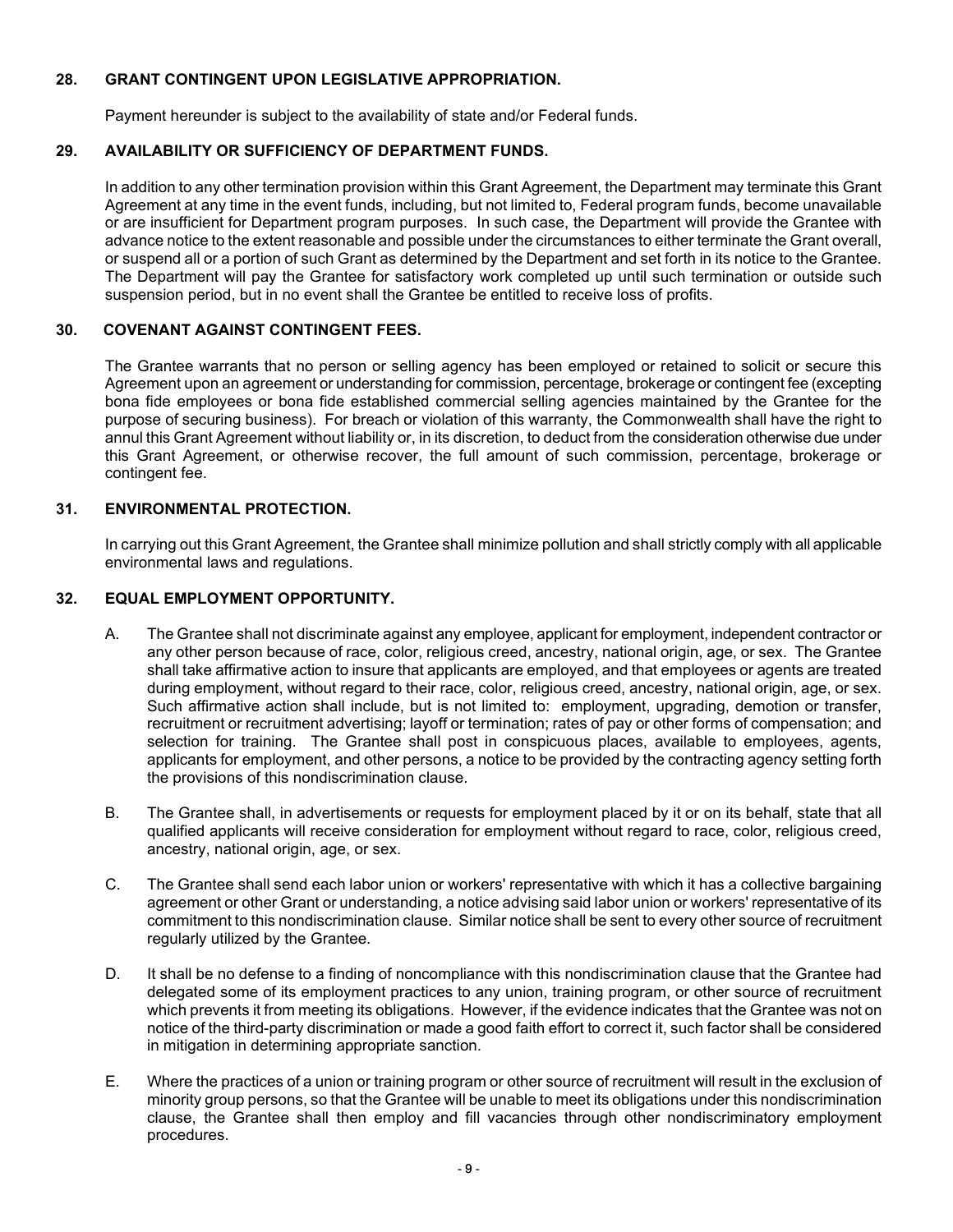### 28. GRANT CONTINGENT UPON LEGISLATIVE APPROPRIATION.

Payment hereunder is subject to the availability of state and/or Federal funds.

### 29. AVAILABILITY OR SUFFICIENCY OF DEPARTMENT FUNDS.

In addition to any other termination provision within this Grant Agreement, the Department may terminate this Grant Agreement at any time in the event funds, including, but not limited to, Federal program funds, become unavailable or are insufficient for Department program purposes. In such case, the Department will provide the Grantee with advance notice to the extent reasonable and possible under the circumstances to either terminate the Grant overall, or suspend all or a portion of such Grant as determined by the Department and set forth in its notice to the Grantee. The Department will pay the Grantee for satisfactory work completed up until such termination or outside such suspension period, but in no event shall the Grantee be entitled to receive loss of profits.

### 30. COVENANT AGAINST CONTINGENT FEES.

The Grantee warrants that no person or selling agency has been employed or retained to solicit or secure this Agreement upon an agreement or understanding for commission, percentage, brokerage or contingent fee (excepting bona fide employees or bona fide established commercial selling agencies maintained by the Grantee for the purpose of securing business). For breach or violation of this warranty, the Commonwealth shall have the right to annul this Grant Agreement without liability or, in its discretion, to deduct from the consideration otherwise due under this Grant Agreement, or otherwise recover, the full amount of such commission, percentage, brokerage or contingent fee.

### 31. ENVIRONMENTAL PROTECTION.

In carrying out this Grant Agreement, the Grantee shall minimize pollution and shall strictly comply with all applicable environmental laws and regulations.

### 32. EQUAL EMPLOYMENT OPPORTUNITY.

A. The Grantee shall not discriminate against any employee, applicant for employment, independent contractor or any other person because of race, color, religious creed, ancestry, national origin, age, or sex. The Grantee shall take affirmative action to insure that applicants are employed, and that employees or agents are treated during employment, without regard to their race, color, religious creed, ancestry, national origin, age, or sex. Such affirmative action shall include, but is not limited to: employment, upgrading, demotion or transfer, recruitment or recruitment advertising; layoff or termination; rates of pay or other forms of compensation; and selection for training. The Grantee shall post in conspicuous places, available to employees, agents, applicants for employment, and other persons, a notice to be provided by the contracting agency setting forth the provisions of this nondiscrimination clause.

B. The Grantee shall, in advertisements or requests for employment placed by it or on its behalf, state that all qualified applicants will receive consideration for employment without regard to race, color, religious creed, ancestry, national origin, age, or sex.

C. The Grantee shall send each labor union or workers' representative with which it has a collective bargaining agreement or other Grant or understanding, a notice advising said labor union or workers' representative of its commitment to this nondiscrimination clause. Similar notice shall be sent to every other source of recruitment regularly utilized by the Grantee.

D. It shall be no defense to a finding of noncompliance with this nondiscrimination clause that the Grantee had delegated some of its employment practices to any union, training program, or other source of recruitment which prevents it from meeting its obligations. However, if the evidence indicates that the Grantee was not on notice of the third-party discrimination or made a good faith effort to correct it, such factor shall be considered in mitigation in determining appropriate sanction.

E. Where the practices of a union or training program or other source of recruitment will result in the exclusion of minority group persons, so that the Grantee will be unable to meet its obligations under this nondiscrimination clause, the Grantee shall then employ and fill vacancies through other nondiscriminatory employment procedures.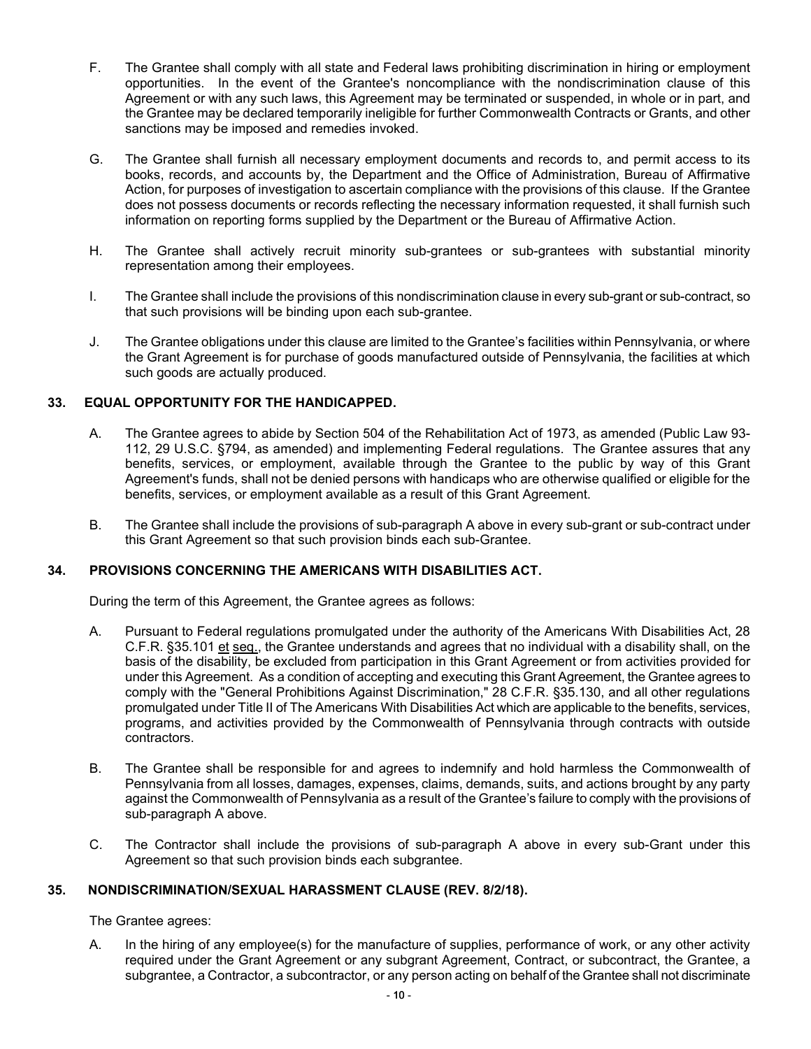F. The Grantee shall comply with all state and Federal laws prohibiting discrimination in hiring or employment opportunities. In the event of the Grantee's noncompliance with the nondiscrimination clause of this Agreement or with any such laws, this Agreement may be terminated or suspended, in whole or in part, and the Grantee may be declared temporarily ineligible for further Commonwealth Contracts or Grants, and other sanctions may be imposed and remedies invoked.

G. The Grantee shall furnish all necessary employment documents and records to, and permit access to its books, records, and accounts by, the Department and the Office of Administration, Bureau of Affirmative Action, for purposes of investigation to ascertain compliance with the provisions of this clause. If the Grantee does not possess documents or records reflecting the necessary information requested, it shall furnish such information on reporting forms supplied by the Department or the Bureau of Affirmative Action.

H. The Grantee shall actively recruit minority sub-grantees or sub-grantees with substantial minority representation among their employees.

I. The Grantee shall include the provisions of this nondiscrimination clause in every sub-grant or sub-contract, so that such provisions will be binding upon each sub-grantee.

J. The Grantee obligations under this clause are limited to the Grantee's facilities within Pennsylvania, or where the Grant Agreement is for purchase of goods manufactured outside of Pennsylvania, the facilities at which such goods are actually produced.

**33. EQUAL OPPORTUNITY FOR THE HANDICAPPED.**

A. The Grantee agrees to abide by Section 504 of the Rehabilitation Act of 1973, as amended (Public Law 93-112, 29 U.S.C. §794, as amended) and implementing Federal regulations. The Grantee assures that any benefits, services, or employment, available through the Grantee to the public by way of this Grant Agreement's funds, shall not be denied persons with handicaps who are otherwise qualified or eligible for the benefits, services, or employment available as a result of this Grant Agreement.

B. The Grantee shall include the provisions of sub-paragraph A above in every sub-grant or sub-contract under this Grant Agreement so that such provision binds each sub-Grantee.

**34. PROVISIONS CONCERNING THE AMERICANS WITH DISABILITIES ACT.**

During the term of this Agreement, the Grantee agrees as follows:

A. Pursuant to Federal regulations promulgated under the authority of the Americans With Disabilities Act, 28 C.F.R. §35.101 et seq., the Grantee understands and agrees that no individual with a disability shall, on the basis of the disability, be excluded from participation in this Grant Agreement or from activities provided for under this Agreement. As a condition of accepting and executing this Grant Agreement, the Grantee agrees to comply with the "General Prohibitions Against Discrimination," 28 C.F.R. §35.130, and all other regulations promulgated under Title II of The Americans With Disabilities Act which are applicable to the benefits, services, programs, and activities provided by the Commonwealth of Pennsylvania through contracts with outside contractors.

B. The Grantee shall be responsible for and agrees to indemnify and hold harmless the Commonwealth of Pennsylvania from all losses, damages, expenses, claims, demands, suits, and actions brought by any party against the Commonwealth of Pennsylvania as a result of the Grantee's failure to comply with the provisions of sub-paragraph A above.

C. The Contractor shall include the provisions of sub-paragraph A above in every sub-Grant under this Agreement so that such provision binds each subgrantee.

**35. NONDISCRIMINATION/SEXUAL HARASSMENT CLAUSE (REV. 8/2/18).**

The Grantee agrees:

A. In the hiring of any employee(s) for the manufacture of supplies, performance of work, or any other activity required under the Grant Agreement or any subgrant Agreement, Contract, or subcontract, the Grantee, a subgrantee, a Contractor, a subcontractor, or any person acting on behalf of the Grantee shall not discriminate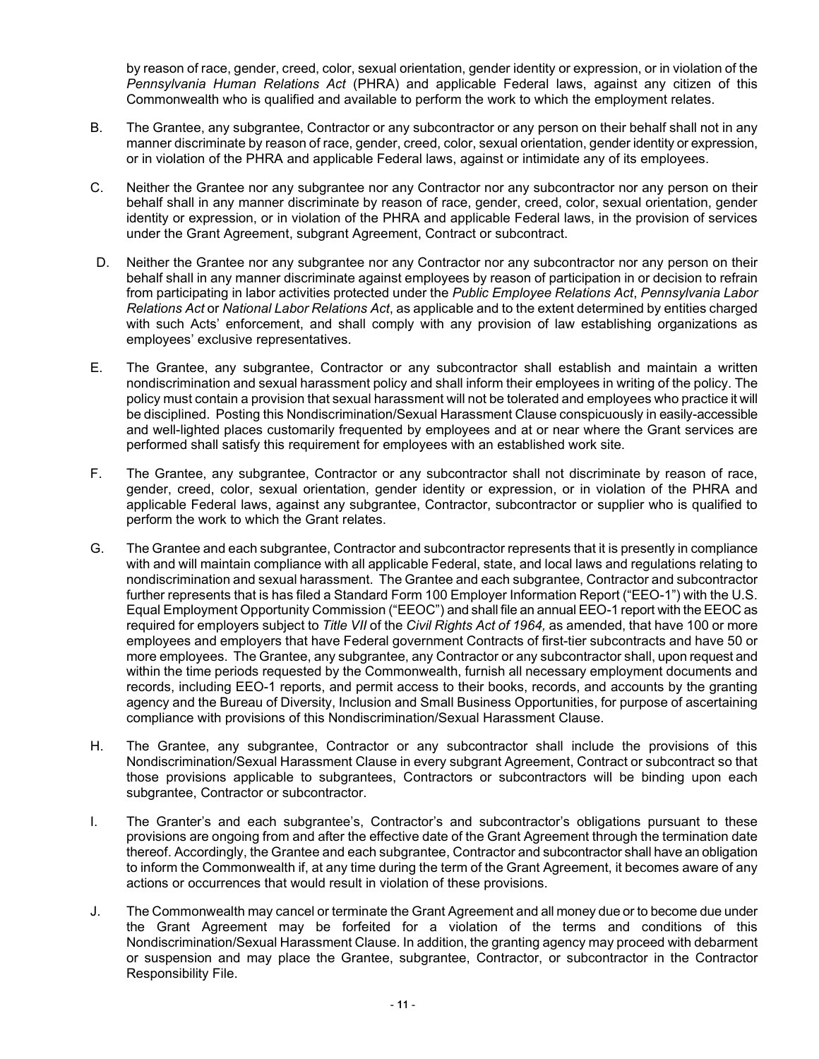by reason of race, gender, creed, color, sexual orientation, gender identity or expression, or in violation of the *Pennsylvania Human Relations Act* (PHRA) and applicable Federal laws, against any citizen of this Commonwealth who is qualified and available to perform the work to which the employment relates.

B. The Grantee, any subgrantee, Contractor or any subcontractor or any person on their behalf shall not in any manner discriminate by reason of race, gender, creed, color, sexual orientation, gender identity or expression, or in violation of the PHRA and applicable Federal laws, against or intimidate any of its employees.

C. Neither the Grantee nor any subgrantee nor any Contractor nor any subcontractor nor any person on their behalf shall in any manner discriminate by reason of race, gender, creed, color, sexual orientation, gender identity or expression, or in violation of the PHRA and applicable Federal laws, in the provision of services under the Grant Agreement, subgrant Agreement, Contract or subcontract.

D. Neither the Grantee nor any subgrantee nor any Contractor nor any subcontractor nor any person on their behalf shall in any manner discriminate against employees by reason of participation in or decision to refrain from participating in labor activities protected under the *Public Employee Relations Act*, *Pennsylvania Labor Relations Act* or *National Labor Relations Act*, as applicable and to the extent determined by entities charged with such Acts' enforcement, and shall comply with any provision of law establishing organizations as employees' exclusive representatives.

E. The Grantee, any subgrantee, Contractor or any subcontractor shall establish and maintain a written nondiscrimination and sexual harassment policy and shall inform their employees in writing of the policy. The policy must contain a provision that sexual harassment will not be tolerated and employees who practice it will be disciplined. Posting this Nondiscrimination/Sexual Harassment Clause conspicuously in easily-accessible and well-lighted places customarily frequented by employees and at or near where the Grant services are performed shall satisfy this requirement for employees with an established work site.

F. The Grantee, any subgrantee, Contractor or any subcontractor shall not discriminate by reason of race, gender, creed, color, sexual orientation, gender identity or expression, or in violation of the PHRA and applicable Federal laws, against any subgrantee, Contractor, subcontractor or supplier who is qualified to perform the work to which the Grant relates.

G. The Grantee and each subgrantee, Contractor and subcontractor represents that it is presently in compliance with and will maintain compliance with all applicable Federal, state, and local laws and regulations relating to nondiscrimination and sexual harassment. The Grantee and each subgrantee, Contractor and subcontractor further represents that is has filed a Standard Form 100 Employer Information Report ("EEO-1") with the U.S. Equal Employment Opportunity Commission ("EEOC") and shall file an annual EEO-1 report with the EEOC as required for employers subject to *Title VII* of the *Civil Rights Act of 1964,* as amended, that have 100 or more employees and employers that have Federal government Contracts of first-tier subcontracts and have 50 or more employees. The Grantee, any subgrantee, any Contractor or any subcontractor shall, upon request and within the time periods requested by the Commonwealth, furnish all necessary employment documents and records, including EEO-1 reports, and permit access to their books, records, and accounts by the granting agency and the Bureau of Diversity, Inclusion and Small Business Opportunities, for purpose of ascertaining compliance with provisions of this Nondiscrimination/Sexual Harassment Clause.

H. The Grantee, any subgrantee, Contractor or any subcontractor shall include the provisions of this Nondiscrimination/Sexual Harassment Clause in every subgrant Agreement, Contract or subcontract so that those provisions applicable to subgrantees, Contractors or subcontractors will be binding upon each subgrantee, Contractor or subcontractor.

I. The Granter's and each subgrantee's, Contractor's and subcontractor's obligations pursuant to these provisions are ongoing from and after the effective date of the Grant Agreement through the termination date thereof. Accordingly, the Grantee and each subgrantee, Contractor and subcontractor shall have an obligation to inform the Commonwealth if, at any time during the term of the Grant Agreement, it becomes aware of any actions or occurrences that would result in violation of these provisions.

J. The Commonwealth may cancel or terminate the Grant Agreement and all money due or to become due under the Grant Agreement may be forfeited for a violation of the terms and conditions of this Nondiscrimination/Sexual Harassment Clause. In addition, the granting agency may proceed with debarment or suspension and may place the Grantee, subgrantee, Contractor, or subcontractor in the Contractor Responsibility File.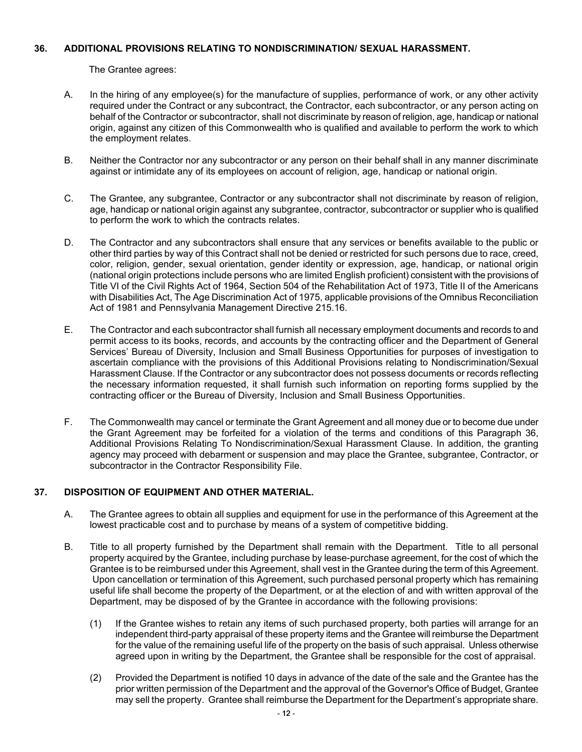**36. ADDITIONAL PROVISIONS RELATING TO NONDISCRIMINATION/ SEXUAL HARASSMENT.**

The Grantee agrees:

A. In the hiring of any employee(s) for the manufacture of supplies, performance of work, or any other activity required under the Contract or any subcontract, the Contractor, each subcontractor, or any person acting on behalf of the Contractor or subcontractor, shall not discriminate by reason of religion, age, handicap or national origin, against any citizen of this Commonwealth who is qualified and available to perform the work to which the employment relates.

B. Neither the Contractor nor any subcontractor or any person on their behalf shall in any manner discriminate against or intimidate any of its employees on account of religion, age, handicap or national origin.

C. The Grantee, any subgrantee, Contractor or any subcontractor shall not discriminate by reason of religion, age, handicap or national origin against any subgrantee, contractor, subcontractor or supplier who is qualified to perform the work to which the contracts relates.

D. The Contractor and any subcontractors shall ensure that any services or benefits available to the public or other third parties by way of this Contract shall not be denied or restricted for such persons due to race, creed, color, religion, gender, sexual orientation, gender identity or expression, age, handicap, or national origin (national origin protections include persons who are limited English proficient) consistent with the provisions of Title VI of the Civil Rights Act of 1964, Section 504 of the Rehabilitation Act of 1973, Title II of the Americans with Disabilities Act, The Age Discrimination Act of 1975, applicable provisions of the Omnibus Reconciliation Act of 1981 and Pennsylvania Management Directive 215.16.

E. The Contractor and each subcontractor shall furnish all necessary employment documents and records to and permit access to its books, records, and accounts by the contracting officer and the Department of General Services' Bureau of Diversity, Inclusion and Small Business Opportunities for purposes of investigation to ascertain compliance with the provisions of this Additional Provisions relating to Nondiscrimination/Sexual Harassment Clause. If the Contractor or any subcontractor does not possess documents or records reflecting the necessary information requested, it shall furnish such information on reporting forms supplied by the contracting officer or the Bureau of Diversity, Inclusion and Small Business Opportunities.

F. The Commonwealth may cancel or terminate the Grant Agreement and all money due or to become due under the Grant Agreement may be forfeited for a violation of the terms and conditions of this Paragraph 36, Additional Provisions Relating To Nondiscrimination/Sexual Harassment Clause. In addition, the granting agency may proceed with debarment or suspension and may place the Grantee, subgrantee, Contractor, or subcontractor in the Contractor Responsibility File.

**37. DISPOSITION OF EQUIPMENT AND OTHER MATERIAL.**

A. The Grantee agrees to obtain all supplies and equipment for use in the performance of this Agreement at the lowest practicable cost and to purchase by means of a system of competitive bidding.

B. Title to all property furnished by the Department shall remain with the Department. Title to all personal property acquired by the Grantee, including purchase by lease-purchase agreement, for the cost of which the Grantee is to be reimbursed under this Agreement, shall vest in the Grantee during the term of this Agreement. Upon cancellation or termination of this Agreement, such purchased personal property which has remaining useful life shall become the property of the Department, or at the election of and with written approval of the Department, may be disposed of by the Grantee in accordance with the following provisions:

(1) If the Grantee wishes to retain any items of such purchased property, both parties will arrange for an independent third-party appraisal of these property items and the Grantee will reimburse the Department for the value of the remaining useful life of the property on the basis of such appraisal. Unless otherwise agreed upon in writing by the Department, the Grantee shall be responsible for the cost of appraisal.

(2) Provided the Department is notified 10 days in advance of the date of the sale and the Grantee has the prior written permission of the Department and the approval of the Governor's Office of Budget, Grantee may sell the property. Grantee shall reimburse the Department for the Department's appropriate share.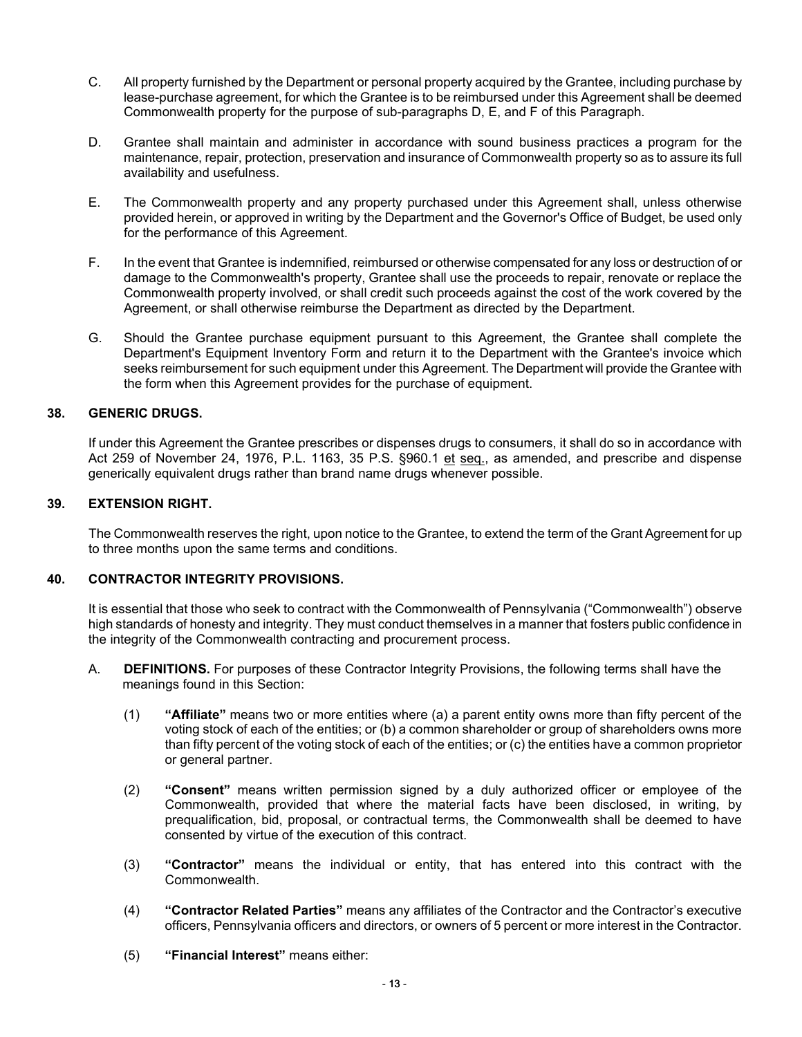C. All property furnished by the Department or personal property acquired by the Grantee, including purchase by lease-purchase agreement, for which the Grantee is to be reimbursed under this Agreement shall be deemed Commonwealth property for the purpose of sub-paragraphs D, E, and F of this Paragraph.

D. Grantee shall maintain and administer in accordance with sound business practices a program for the maintenance, repair, protection, preservation and insurance of Commonwealth property so as to assure its full availability and usefulness.

E. The Commonwealth property and any property purchased under this Agreement shall, unless otherwise provided herein, or approved in writing by the Department and the Governor's Office of Budget, be used only for the performance of this Agreement.

F. In the event that Grantee is indemnified, reimbursed or otherwise compensated for any loss or destruction of or damage to the Commonwealth's property, Grantee shall use the proceeds to repair, renovate or replace the Commonwealth property involved, or shall credit such proceeds against the cost of the work covered by the Agreement, or shall otherwise reimburse the Department as directed by the Department.

G. Should the Grantee purchase equipment pursuant to this Agreement, the Grantee shall complete the Department's Equipment Inventory Form and return it to the Department with the Grantee's invoice which seeks reimbursement for such equipment under this Agreement. The Department will provide the Grantee with the form when this Agreement provides for the purchase of equipment.

## 38. GENERIC DRUGS.

If under this Agreement the Grantee prescribes or dispenses drugs to consumers, it shall do so in accordance with Act 259 of November 24, 1976, P.L. 1163, 35 P.S. §960.1 et seq., as amended, and prescribe and dispense generically equivalent drugs rather than brand name drugs whenever possible.

## 39. EXTENSION RIGHT.

The Commonwealth reserves the right, upon notice to the Grantee, to extend the term of the Grant Agreement for up to three months upon the same terms and conditions.

## 40. CONTRACTOR INTEGRITY PROVISIONS.

It is essential that those who seek to contract with the Commonwealth of Pennsylvania ("Commonwealth") observe high standards of honesty and integrity. They must conduct themselves in a manner that fosters public confidence in the integrity of the Commonwealth contracting and procurement process.

A. **DEFINITIONS.** For purposes of these Contractor Integrity Provisions, the following terms shall have the meanings found in this Section:

(1) **"Affiliate"** means two or more entities where (a) a parent entity owns more than fifty percent of the voting stock of each of the entities; or (b) a common shareholder or group of shareholders owns more than fifty percent of the voting stock of each of the entities; or (c) the entities have a common proprietor or general partner.

(2) **"Consent"** means written permission signed by a duly authorized officer or employee of the Commonwealth, provided that where the material facts have been disclosed, in writing, by prequalification, bid, proposal, or contractual terms, the Commonwealth shall be deemed to have consented by virtue of the execution of this contract.

(3) **"Contractor"** means the individual or entity, that has entered into this contract with the Commonwealth.

(4) **"Contractor Related Parties"** means any affiliates of the Contractor and the Contractor's executive officers, Pennsylvania officers and directors, or owners of 5 percent or more interest in the Contractor.

(5) **"Financial Interest"** means either: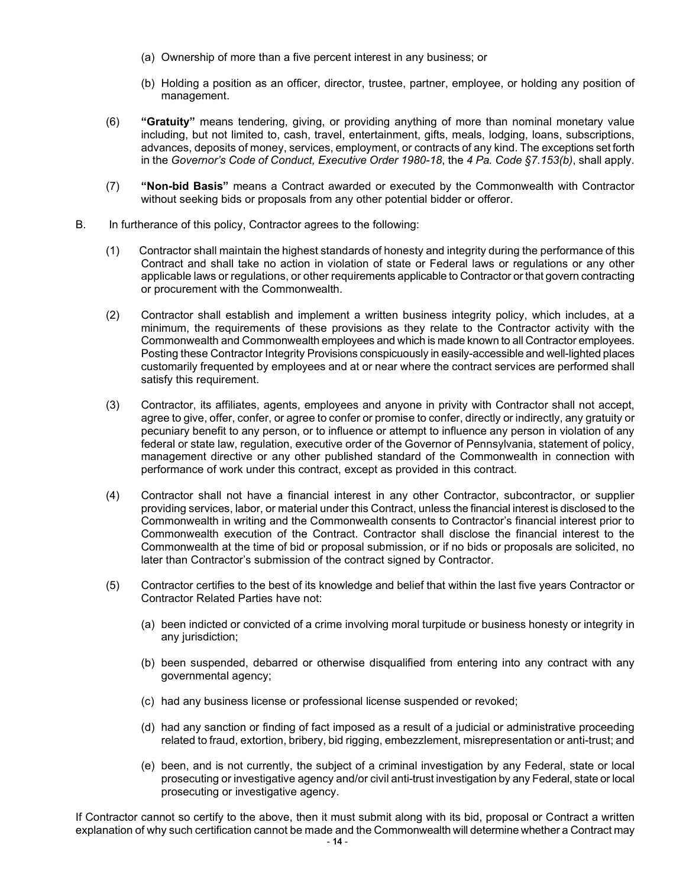(a) Ownership of more than a five percent interest in any business; or

(b) Holding a position as an officer, director, trustee, partner, employee, or holding any position of management.

(6) **"Gratuity"** means tendering, giving, or providing anything of more than nominal monetary value including, but not limited to, cash, travel, entertainment, gifts, meals, lodging, loans, subscriptions, advances, deposits of money, services, employment, or contracts of any kind. The exceptions set forth in the *Governor's Code of Conduct, Executive Order 1980-18*, the *4 Pa. Code §7.153(b)*, shall apply.

(7) **"Non-bid Basis"** means a Contract awarded or executed by the Commonwealth with Contractor without seeking bids or proposals from any other potential bidder or offeror.

B. In furtherance of this policy, Contractor agrees to the following:

(1) Contractor shall maintain the highest standards of honesty and integrity during the performance of this Contract and shall take no action in violation of state or Federal laws or regulations or any other applicable laws or regulations, or other requirements applicable to Contractor or that govern contracting or procurement with the Commonwealth.

(2) Contractor shall establish and implement a written business integrity policy, which includes, at a minimum, the requirements of these provisions as they relate to the Contractor activity with the Commonwealth and Commonwealth employees and which is made known to all Contractor employees. Posting these Contractor Integrity Provisions conspicuously in easily-accessible and well-lighted places customarily frequented by employees and at or near where the contract services are performed shall satisfy this requirement.

(3) Contractor, its affiliates, agents, employees and anyone in privity with Contractor shall not accept, agree to give, offer, confer, or agree to confer or promise to confer, directly or indirectly, any gratuity or pecuniary benefit to any person, or to influence or attempt to influence any person in violation of any federal or state law, regulation, executive order of the Governor of Pennsylvania, statement of policy, management directive or any other published standard of the Commonwealth in connection with performance of work under this contract, except as provided in this contract.

(4) Contractor shall not have a financial interest in any other Contractor, subcontractor, or supplier providing services, labor, or material under this Contract, unless the financial interest is disclosed to the Commonwealth in writing and the Commonwealth consents to Contractor's financial interest prior to Commonwealth execution of the Contract. Contractor shall disclose the financial interest to the Commonwealth at the time of bid or proposal submission, or if no bids or proposals are solicited, no later than Contractor's submission of the contract signed by Contractor.

(5) Contractor certifies to the best of its knowledge and belief that within the last five years Contractor or Contractor Related Parties have not:

(a) been indicted or convicted of a crime involving moral turpitude or business honesty or integrity in any jurisdiction;

(b) been suspended, debarred or otherwise disqualified from entering into any contract with any governmental agency;

(c) had any business license or professional license suspended or revoked;

(d) had any sanction or finding of fact imposed as a result of a judicial or administrative proceeding related to fraud, extortion, bribery, bid rigging, embezzlement, misrepresentation or anti-trust; and

(e) been, and is not currently, the subject of a criminal investigation by any Federal, state or local prosecuting or investigative agency and/or civil anti-trust investigation by any Federal, state or local prosecuting or investigative agency.

If Contractor cannot so certify to the above, then it must submit along with its bid, proposal or Contract a written explanation of why such certification cannot be made and the Commonwealth will determine whether a Contract may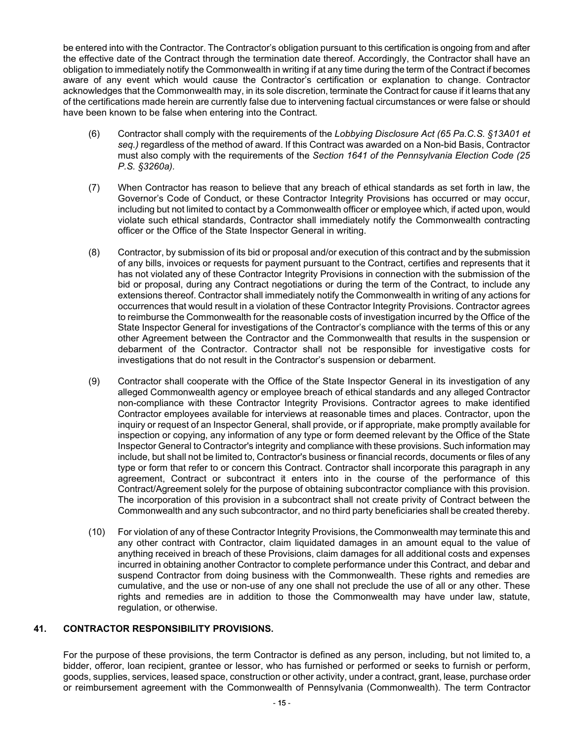be entered into with the Contractor. The Contractor's obligation pursuant to this certification is ongoing from and after the effective date of the Contract through the termination date thereof. Accordingly, the Contractor shall have an obligation to immediately notify the Commonwealth in writing if at any time during the term of the Contract if becomes aware of any event which would cause the Contractor's certification or explanation to change. Contractor acknowledges that the Commonwealth may, in its sole discretion, terminate the Contract for cause if it learns that any of the certifications made herein are currently false due to intervening factual circumstances or were false or should have been known to be false when entering into the Contract.

(6) Contractor shall comply with the requirements of the *Lobbying Disclosure Act (65 Pa.C.S. §13A01 et seq.)* regardless of the method of award. If this Contract was awarded on a Non-bid Basis, Contractor must also comply with the requirements of the *Section 1641 of the Pennsylvania Election Code (25 P.S. §3260a)*.

(7) When Contractor has reason to believe that any breach of ethical standards as set forth in law, the Governor's Code of Conduct, or these Contractor Integrity Provisions has occurred or may occur, including but not limited to contact by a Commonwealth officer or employee which, if acted upon, would violate such ethical standards, Contractor shall immediately notify the Commonwealth contracting officer or the Office of the State Inspector General in writing.

(8) Contractor, by submission of its bid or proposal and/or execution of this contract and by the submission of any bills, invoices or requests for payment pursuant to the Contract, certifies and represents that it has not violated any of these Contractor Integrity Provisions in connection with the submission of the bid or proposal, during any Contract negotiations or during the term of the Contract, to include any extensions thereof. Contractor shall immediately notify the Commonwealth in writing of any actions for occurrences that would result in a violation of these Contractor Integrity Provisions. Contractor agrees to reimburse the Commonwealth for the reasonable costs of investigation incurred by the Office of the State Inspector General for investigations of the Contractor's compliance with the terms of this or any other Agreement between the Contractor and the Commonwealth that results in the suspension or debarment of the Contractor. Contractor shall not be responsible for investigative costs for investigations that do not result in the Contractor's suspension or debarment.

(9) Contractor shall cooperate with the Office of the State Inspector General in its investigation of any alleged Commonwealth agency or employee breach of ethical standards and any alleged Contractor non-compliance with these Contractor Integrity Provisions. Contractor agrees to make identified Contractor employees available for interviews at reasonable times and places. Contractor, upon the inquiry or request of an Inspector General, shall provide, or if appropriate, make promptly available for inspection or copying, any information of any type or form deemed relevant by the Office of the State Inspector General to Contractor's integrity and compliance with these provisions. Such information may include, but shall not be limited to, Contractor's business or financial records, documents or files of any type or form that refer to or concern this Contract. Contractor shall incorporate this paragraph in any agreement, Contract or subcontract it enters into in the course of the performance of this Contract/Agreement solely for the purpose of obtaining subcontractor compliance with this provision. The incorporation of this provision in a subcontract shall not create privity of Contract between the Commonwealth and any such subcontractor, and no third party beneficiaries shall be created thereby.

(10) For violation of any of these Contractor Integrity Provisions, the Commonwealth may terminate this and any other contract with Contractor, claim liquidated damages in an amount equal to the value of anything received in breach of these Provisions, claim damages for all additional costs and expenses incurred in obtaining another Contractor to complete performance under this Contract, and debar and suspend Contractor from doing business with the Commonwealth. These rights and remedies are cumulative, and the use or non-use of any one shall not preclude the use of all or any other. These rights and remedies are in addition to those the Commonwealth may have under law, statute, regulation, or otherwise.

## 41. CONTRACTOR RESPONSIBILITY PROVISIONS.

For the purpose of these provisions, the term Contractor is defined as any person, including, but not limited to, a bidder, offeror, loan recipient, grantee or lessor, who has furnished or performed or seeks to furnish or perform, goods, supplies, services, leased space, construction or other activity, under a contract, grant, lease, purchase order or reimbursement agreement with the Commonwealth of Pennsylvania (Commonwealth). The term Contractor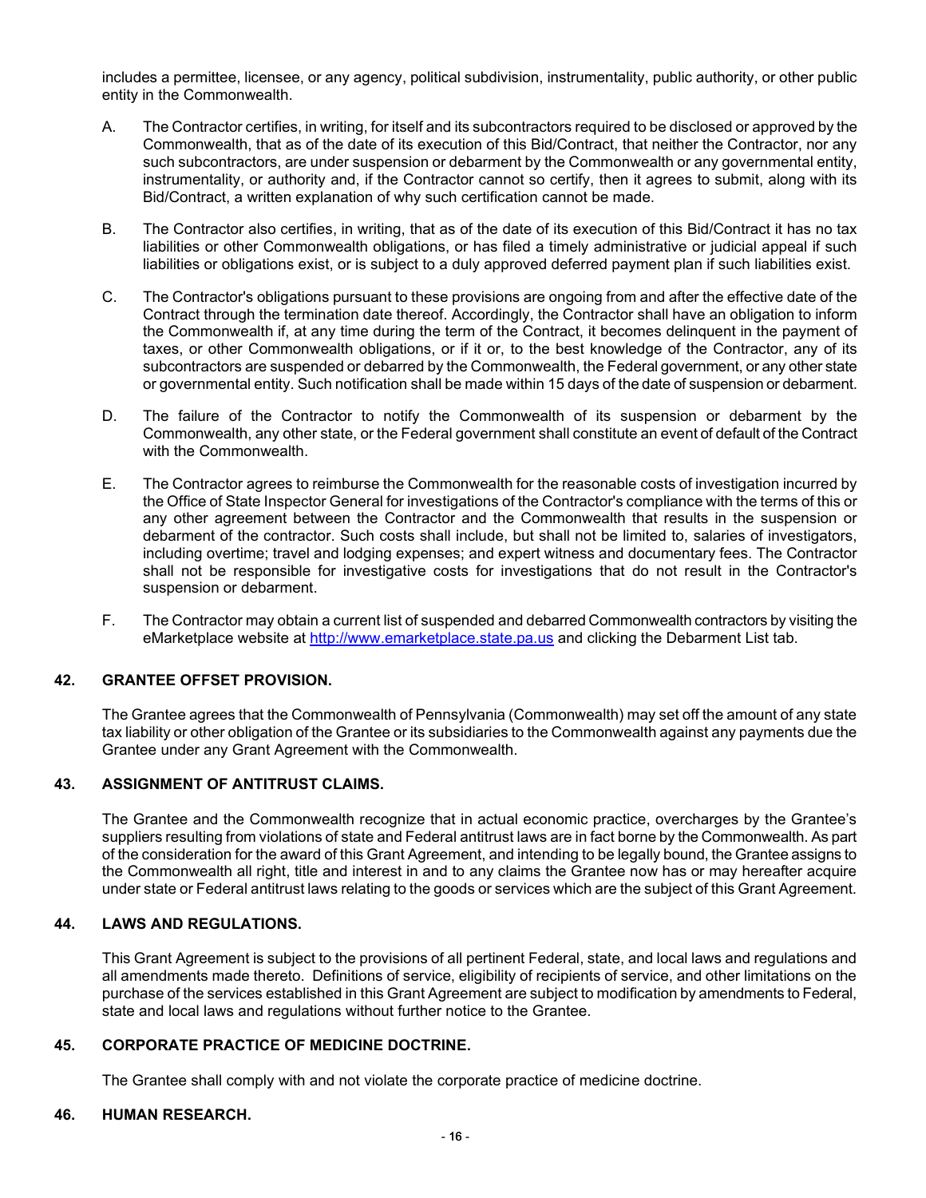includes a permittee, licensee, or any agency, political subdivision, instrumentality, public authority, or other public entity in the Commonwealth.

A. The Contractor certifies, in writing, for itself and its subcontractors required to be disclosed or approved by the Commonwealth, that as of the date of its execution of this Bid/Contract, that neither the Contractor, nor any such subcontractors, are under suspension or debarment by the Commonwealth or any governmental entity, instrumentality, or authority and, if the Contractor cannot so certify, then it agrees to submit, along with its Bid/Contract, a written explanation of why such certification cannot be made.

B. The Contractor also certifies, in writing, that as of the date of its execution of this Bid/Contract it has no tax liabilities or other Commonwealth obligations, or has filed a timely administrative or judicial appeal if such liabilities or obligations exist, or is subject to a duly approved deferred payment plan if such liabilities exist.

C. The Contractor's obligations pursuant to these provisions are ongoing from and after the effective date of the Contract through the termination date thereof. Accordingly, the Contractor shall have an obligation to inform the Commonwealth if, at any time during the term of the Contract, it becomes delinquent in the payment of taxes, or other Commonwealth obligations, or if it or, to the best knowledge of the Contractor, any of its subcontractors are suspended or debarred by the Commonwealth, the Federal government, or any other state or governmental entity. Such notification shall be made within 15 days of the date of suspension or debarment.

D. The failure of the Contractor to notify the Commonwealth of its suspension or debarment by the Commonwealth, any other state, or the Federal government shall constitute an event of default of the Contract with the Commonwealth.

E. The Contractor agrees to reimburse the Commonwealth for the reasonable costs of investigation incurred by the Office of State Inspector General for investigations of the Contractor's compliance with the terms of this or any other agreement between the Contractor and the Commonwealth that results in the suspension or debarment of the contractor. Such costs shall include, but shall not be limited to, salaries of investigators, including overtime; travel and lodging expenses; and expert witness and documentary fees. The Contractor shall not be responsible for investigative costs for investigations that do not result in the Contractor's suspension or debarment.

F. The Contractor may obtain a current list of suspended and debarred Commonwealth contractors by visiting the eMarketplace website at http://www.emarketplace.state.pa.us and clicking the Debarment List tab.

### 42. GRANTEE OFFSET PROVISION.

The Grantee agrees that the Commonwealth of Pennsylvania (Commonwealth) may set off the amount of any state tax liability or other obligation of the Grantee or its subsidiaries to the Commonwealth against any payments due the Grantee under any Grant Agreement with the Commonwealth.

### 43. ASSIGNMENT OF ANTITRUST CLAIMS.

The Grantee and the Commonwealth recognize that in actual economic practice, overcharges by the Grantee's suppliers resulting from violations of state and Federal antitrust laws are in fact borne by the Commonwealth. As part of the consideration for the award of this Grant Agreement, and intending to be legally bound, the Grantee assigns to the Commonwealth all right, title and interest in and to any claims the Grantee now has or may hereafter acquire under state or Federal antitrust laws relating to the goods or services which are the subject of this Grant Agreement.

### 44. LAWS AND REGULATIONS.

This Grant Agreement is subject to the provisions of all pertinent Federal, state, and local laws and regulations and all amendments made thereto. Definitions of service, eligibility of recipients of service, and other limitations on the purchase of the services established in this Grant Agreement are subject to modification by amendments to Federal, state and local laws and regulations without further notice to the Grantee.

### 45. CORPORATE PRACTICE OF MEDICINE DOCTRINE.

The Grantee shall comply with and not violate the corporate practice of medicine doctrine.

### 46. HUMAN RESEARCH.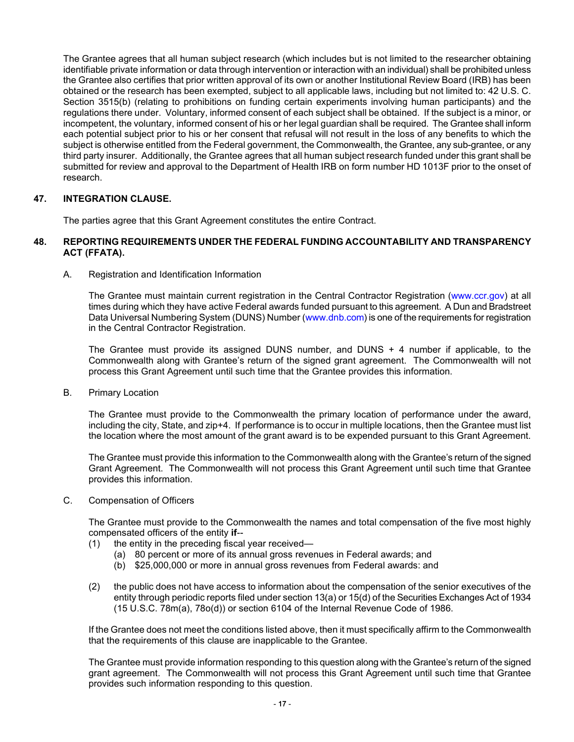The Grantee agrees that all human subject research (which includes but is not limited to the researcher obtaining identifiable private information or data through intervention or interaction with an individual) shall be prohibited unless the Grantee also certifies that prior written approval of its own or another Institutional Review Board (IRB) has been obtained or the research has been exempted, subject to all applicable laws, including but not limited to: 42 U.S. C. Section 3515(b) (relating to prohibitions on funding certain experiments involving human participants) and the regulations there under. Voluntary, informed consent of each subject shall be obtained. If the subject is a minor, or incompetent, the voluntary, informed consent of his or her legal guardian shall be required. The Grantee shall inform each potential subject prior to his or her consent that refusal will not result in the loss of any benefits to which the subject is otherwise entitled from the Federal government, the Commonwealth, the Grantee, any sub-grantee, or any third party insurer. Additionally, the Grantee agrees that all human subject research funded under this grant shall be submitted for review and approval to the Department of Health IRB on form number HD 1013F prior to the onset of research.

**47. INTEGRATION CLAUSE.**

The parties agree that this Grant Agreement constitutes the entire Contract.

**48. REPORTING REQUIREMENTS UNDER THE FEDERAL FUNDING ACCOUNTABILITY AND TRANSPARENCY ACT (FFATA).**

A. Registration and Identification Information

The Grantee must maintain current registration in the Central Contractor Registration (www.ccr.gov) at all times during which they have active Federal awards funded pursuant to this agreement. A Dun and Bradstreet Data Universal Numbering System (DUNS) Number (www.dnb.com) is one of the requirements for registration in the Central Contractor Registration.

The Grantee must provide its assigned DUNS number, and DUNS + 4 number if applicable, to the Commonwealth along with Grantee's return of the signed grant agreement. The Commonwealth will not process this Grant Agreement until such time that the Grantee provides this information.

B. Primary Location

The Grantee must provide to the Commonwealth the primary location of performance under the award, including the city, State, and zip+4. If performance is to occur in multiple locations, then the Grantee must list the location where the most amount of the grant award is to be expended pursuant to this Grant Agreement.

The Grantee must provide this information to the Commonwealth along with the Grantee's return of the signed Grant Agreement. The Commonwealth will not process this Grant Agreement until such time that Grantee provides this information.

C. Compensation of Officers

The Grantee must provide to the Commonwealth the names and total compensation of the five most highly compensated officers of the entity **if**--

(1) the entity in the preceding fiscal year received—
   (a) 80 percent or more of its annual gross revenues in Federal awards; and
   (b) $25,000,000 or more in annual gross revenues from Federal awards: and

(2) the public does not have access to information about the compensation of the senior executives of the entity through periodic reports filed under section 13(a) or 15(d) of the Securities Exchanges Act of 1934 (15 U.S.C. 78m(a), 78o(d)) or section 6104 of the Internal Revenue Code of 1986.

If the Grantee does not meet the conditions listed above, then it must specifically affirm to the Commonwealth that the requirements of this clause are inapplicable to the Grantee.

The Grantee must provide information responding to this question along with the Grantee's return of the signed grant agreement. The Commonwealth will not process this Grant Agreement until such time that Grantee provides such information responding to this question.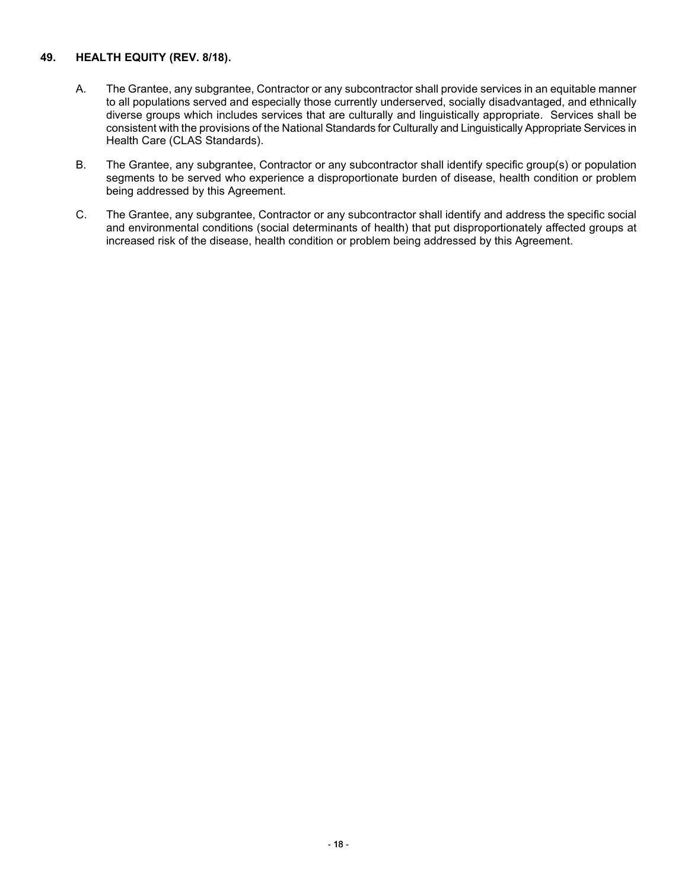**49. HEALTH EQUITY (REV. 8/18).**

A. The Grantee, any subgrantee, Contractor or any subcontractor shall provide services in an equitable manner to all populations served and especially those currently underserved, socially disadvantaged, and ethnically diverse groups which includes services that are culturally and linguistically appropriate. Services shall be consistent with the provisions of the National Standards for Culturally and Linguistically Appropriate Services in Health Care (CLAS Standards).

B. The Grantee, any subgrantee, Contractor or any subcontractor shall identify specific group(s) or population segments to be served who experience a disproportionate burden of disease, health condition or problem being addressed by this Agreement.

C. The Grantee, any subgrantee, Contractor or any subcontractor shall identify and address the specific social and environmental conditions (social determinants of health) that put disproportionately affected groups at increased risk of the disease, health condition or problem being addressed by this Agreement.